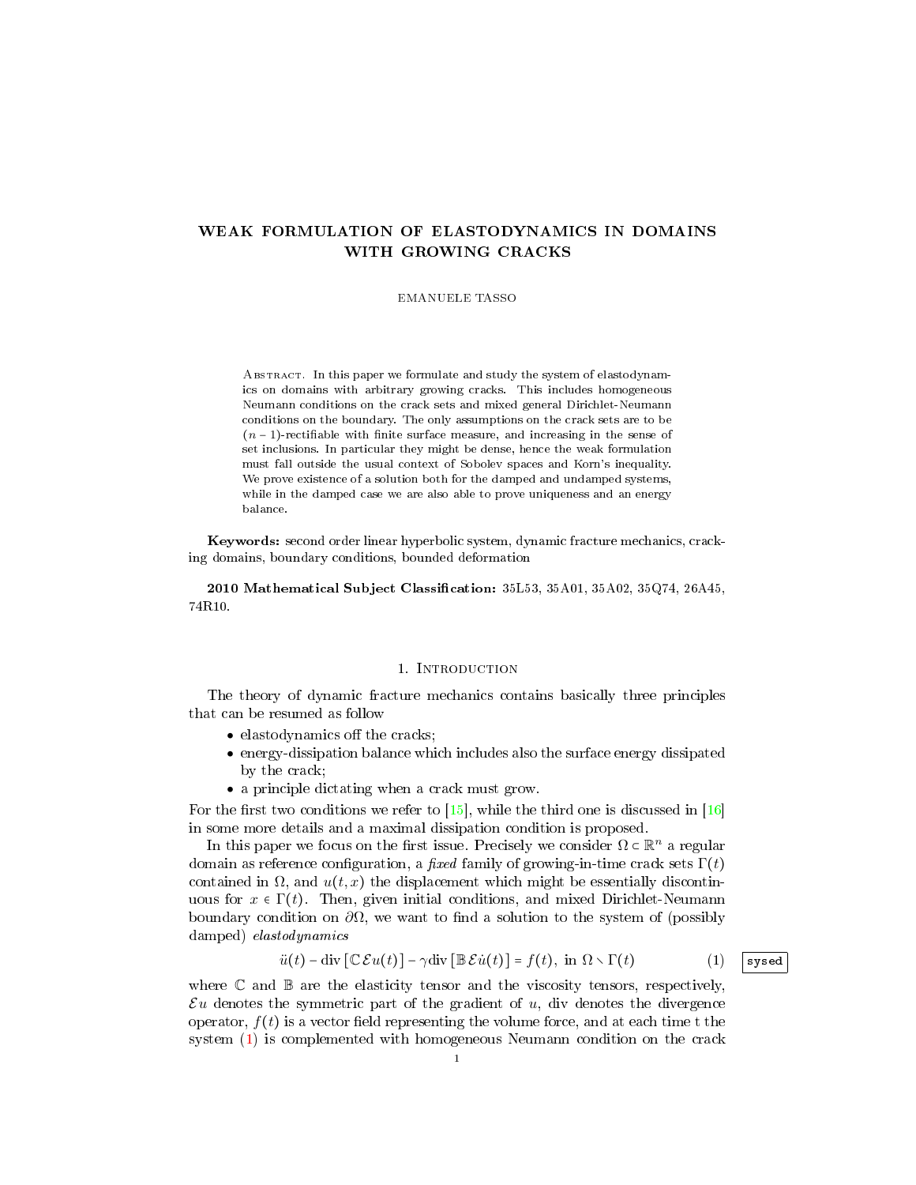# WEAK FORMULATION OF ELASTODYNAMICS IN DOMAINS WITH GROWING CRACKS

EMANUELE TASSO

Abstract. In this paper we formulate and study the system of elastodynamics on domains with arbitrary growing cracks. This includes homogeneous Neumann conditions on the crack sets and mixed general Dirichlet-Neumann conditions on the boundary. The only assumptions on the crack sets are to be $(n-1)$-rectifiable with finite surface measure, and increasing in the sense of set inclusions. In particular they might be dense, hence the weak formulation must fall outside the usual context of Sobolev spaces and Korn's inequality. We prove existence of a solution both for the damped and undamped systems, while in the damped case we are also able to prove uniqueness and an energy balance.

**Keywords:** second order linear hyperbolic system, dynamic fracture mechanics, cracking domains, boundary conditions, bounded deformation

**2010 Mathematical Subject Classification:** 35L53, 35A01, 35A02, 35Q74, 26A45, 74R10.

## 1. Introduction

The theory of dynamic fracture mechanics contains basically three principles that can be resumed as follow

- elastodynamics off the cracks;
- energy-dissipation balance which includes also the surface energy dissipated by the crack;
- a principle dictating when a crack must grow.

For the first two conditions we refer to [15], while the third one is discussed in [16] in some more details and a maximal dissipation condition is proposed.

In this paper we focus on the first issue. Precisely we consider $\Omega \subset \mathbb{R}^n$ a regular domain as reference configuration, a *fixed* family of growing-in-time crack sets $\Gamma(t)$ contained in $\Omega$, and $u(t,x)$ the displacement which might be essentially discontinuous for $x \in \Gamma(t)$. Then, given initial conditions, and mixed Dirichlet-Neumann boundary condition on $\partial\Omega$, we want to find a solution to the system of (possibly damped) *elastodynamics*

$$\ddot{u}(t) - \operatorname{div}\left[\mathbb{C}\,\mathcal{E}u(t)\right] - \gamma\operatorname{div}\left[\mathbb{B}\,\mathcal{E}\dot{u}(t)\right] = f(t), \text{ in } \Omega \setminus \Gamma(t) \tag{1}$$

where $\mathbb{C}$ and $\mathbb{B}$ are the elasticity tensor and the viscosity tensors, respectively, $\mathcal{E}u$ denotes the symmetric part of the gradient of $u$, div denotes the divergence operator, $f(t)$ is a vector field representing the volume force, and at each time t the system (1) is complemented with homogeneous Neumann condition on the crack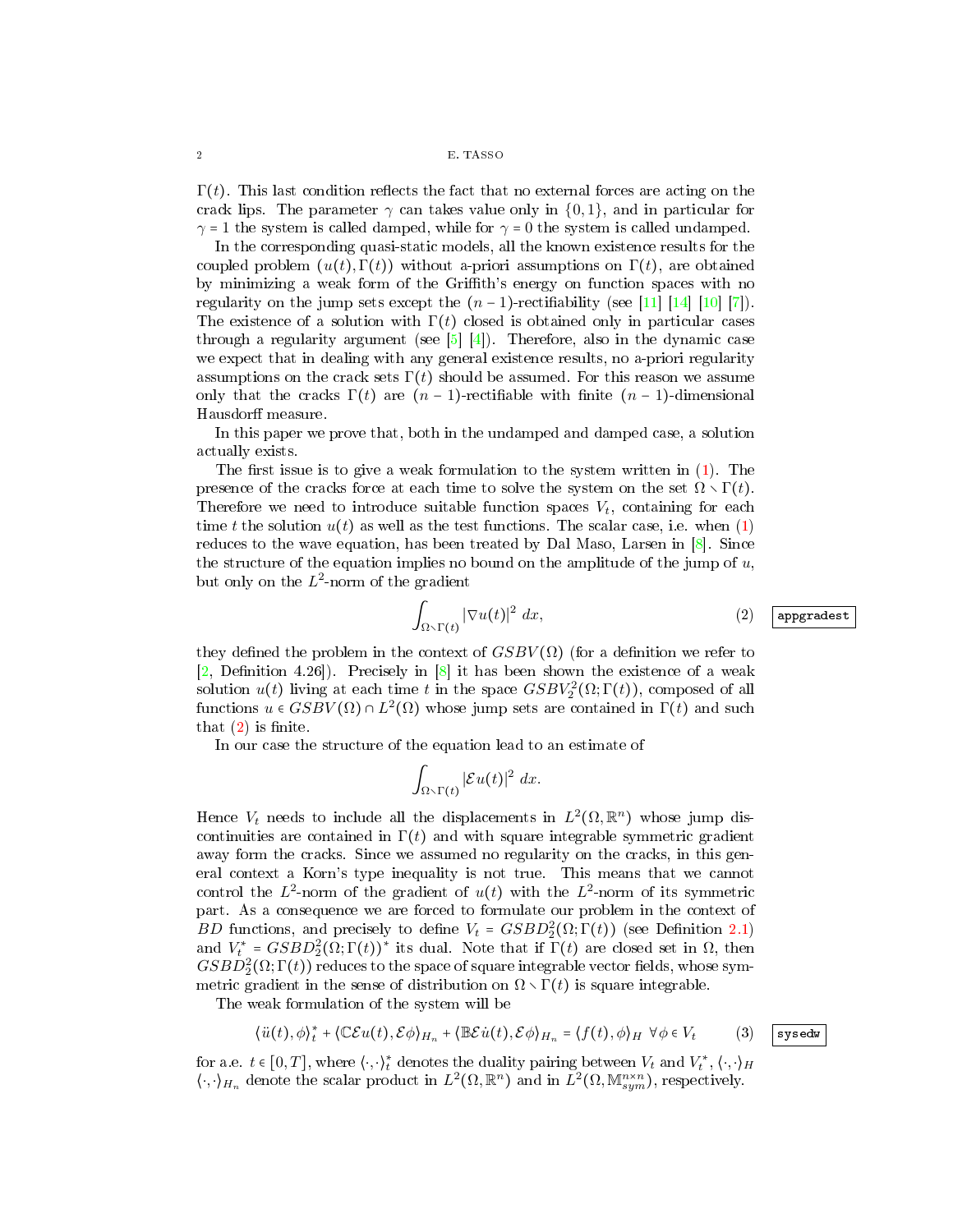$\Gamma(t)$. This last condition reflects the fact that no external forces are acting on the crack lips. The parameter $\gamma$ can takes value only in $\{0,1\}$, and in particular for $\gamma = 1$ the system is called damped, while for $\gamma = 0$ the system is called undamped.

In the corresponding quasi-static models, all the known existence results for the coupled problem $(u(t), \Gamma(t))$ without a-priori assumptions on $\Gamma(t)$, are obtained by minimizing a weak form of the Griffith's energy on function spaces with no regularity on the jump sets except the $(n-1)$-rectifiability (see [11] [14] [10] [7]). The existence of a solution with $\Gamma(t)$ closed is obtained only in particular cases through a regularity argument (see [5] [4]). Therefore, also in the dynamic case we expect that in dealing with any general existence results, no a-priori regularity assumptions on the crack sets $\Gamma(t)$ should be assumed. For this reason we assume only that the cracks $\Gamma(t)$ are $(n-1)$-rectifiable with finite $(n-1)$-dimensional Hausdorff measure.

In this paper we prove that, both in the undamped and damped case, a solution actually exists.

The first issue is to give a weak formulation to the system written in (1). The presence of the cracks force at each time to solve the system on the set $\Omega \setminus \Gamma(t)$. Therefore we need to introduce suitable function spaces $V_t$, containing for each time $t$ the solution $u(t)$ as well as the test functions. The scalar case, i.e. when (1) reduces to the wave equation, has been treated by Dal Maso, Larsen in [8]. Since the structure of the equation implies no bound on the amplitude of the jump of $u$, but only on the $L^2$-norm of the gradient

$$\int_{\Omega\setminus\Gamma(t)} |\nabla u(t)|^2 \, dx, \tag{2}$$

they defined the problem in the context of $GSBV(\Omega)$ (for a definition we refer to [2, Definition 4.26]). Precisely in [8] it has been shown the existence of a weak solution $u(t)$ living at each time $t$ in the space $GSBV_2^2(\Omega;\Gamma(t))$, composed of all functions $u \in GSBV(\Omega) \cap L^2(\Omega)$ whose jump sets are contained in $\Gamma(t)$ and such that (2) is finite.

In our case the structure of the equation lead to an estimate of

$$\int_{\Omega\setminus\Gamma(t)} |\mathcal{E}u(t)|^2 \, dx.$$

Hence $V_t$ needs to include all the displacements in $L^2(\Omega,\mathbb{R}^n)$ whose jump discontinuities are contained in $\Gamma(t)$ and with square integrable symmetric gradient away form the cracks. Since we assumed no regularity on the cracks, in this general context a Korn's type inequality is not true. This means that we cannot control the $L^2$-norm of the gradient of $u(t)$ with the $L^2$-norm of its symmetric part. As a consequence we are forced to formulate our problem in the context of $BD$ functions, and precisely to define $V_t = GSBD_2^2(\Omega;\Gamma(t))$ (see Definition 2.1) and $V_t^* = GSBD_2^2(\Omega;\Gamma(t))^*$ its dual. Note that if $\Gamma(t)$ are closed set in $\Omega$, then $GSBD_2^2(\Omega;\Gamma(t))$ reduces to the space of square integrable vector fields, whose symmetric gradient in the sense of distribution on $\Omega \setminus \Gamma(t)$ is square integrable.

The weak formulation of the system will be

$$\langle \ddot{u}(t), \phi\rangle_t^* + \langle \mathbb{C}\mathcal{E}u(t), \mathcal{E}\phi\rangle_{H_n} + \langle \mathbb{B}\mathcal{E}\dot{u}(t), \mathcal{E}\phi\rangle_{H_n} = \langle f(t), \phi\rangle_H \ \ \forall \phi \in V_t \tag{3}$$

for a.e. $t \in [0,T]$, where $\langle\cdot,\cdot\rangle_t^*$ denotes the duality pairing between $V_t$ and $V_t^*$, $\langle\cdot,\cdot\rangle_H$ $\langle\cdot,\cdot\rangle_{H_n}$ denote the scalar product in $L^2(\Omega,\mathbb{R}^n)$ and in $L^2(\Omega,\mathbb{M}^{n\times n}_{sym})$, respectively.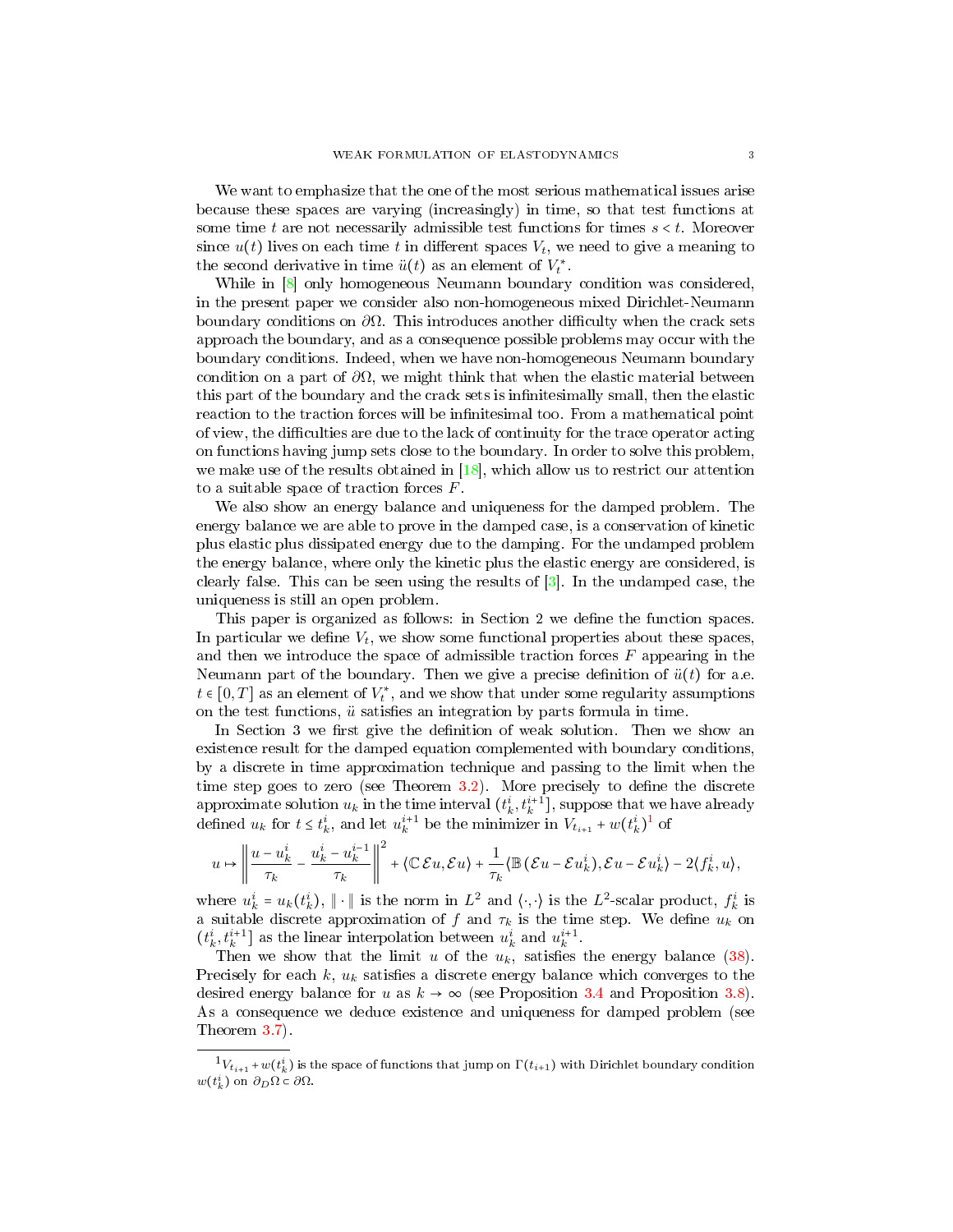We want to emphasize that the one of the most serious mathematical issues arise because these spaces are varying (increasingly) in time, so that test functions at some time $t$ are not necessarily admissible test functions for times $s < t$. Moreover since $u(t)$ lives on each time $t$ in different spaces $V_t$, we need to give a meaning to the second derivative in time $\ddot{u}(t)$ as an element of $V_t^*$.

While in [8] only homogeneous Neumann boundary condition was considered, in the present paper we consider also non-homogeneous mixed Dirichlet-Neumann boundary conditions on $\partial\Omega$. This introduces another difficulty when the crack sets approach the boundary, and as a consequence possible problems may occur with the boundary conditions. Indeed, when we have non-homogeneous Neumann boundary condition on a part of $\partial\Omega$, we might think that when the elastic material between this part of the boundary and the crack sets is infinitesimally small, then the elastic reaction to the traction forces will be infinitesimal too. From a mathematical point of view, the difficulties are due to the lack of continuity for the trace operator acting on functions having jump sets close to the boundary. In order to solve this problem, we make use of the results obtained in [18], which allow us to restrict our attention to a suitable space of traction forces $F$.

We also show an energy balance and uniqueness for the damped problem. The energy balance we are able to prove in the damped case, is a conservation of kinetic plus elastic plus dissipated energy due to the damping. For the undamped problem the energy balance, where only the kinetic plus the elastic energy are considered, is clearly false. This can be seen using the results of [3]. In the undamped case, the uniqueness is still an open problem.

This paper is organized as follows: in Section 2 we define the function spaces. In particular we define $V_t$, we show some functional properties about these spaces, and then we introduce the space of admissible traction forces $F$ appearing in the Neumann part of the boundary. Then we give a precise definition of $\ddot{u}(t)$ for a.e. $t \in [0,T]$ as an element of $V_t^*$, and we show that under some regularity assumptions on the test functions, $\ddot{u}$ satisfies an integration by parts formula in time.

In Section 3 we first give the definition of weak solution. Then we show an existence result for the damped equation complemented with boundary conditions, by a discrete in time approximation technique and passing to the limit when the time step goes to zero (see Theorem 3.2). More precisely to define the discrete approximate solution $u_k$ in the time interval $(t_k^i, t_k^{i+1}]$, suppose that we have already defined $u_k$ for $t \leq t_k^i$, and let $u_k^{i+1}$ be the minimizer in $V_{t_{i+1}} + w(t_k^i)$[1] of

$$u \mapsto \left\| \frac{u - u_k^i}{\tau_k} - \frac{u_k^i - u_k^{i-1}}{\tau_k} \right\|^2 + \langle \mathbb{C}\,\mathcal{E}u, \mathcal{E}u \rangle + \frac{1}{\tau_k} \langle \mathbb{B}\,(\mathcal{E}u - \mathcal{E}u_k^i), \mathcal{E}u - \mathcal{E}u_k^i \rangle - 2\langle f_k^i, u \rangle,$$

where $u_k^i = u_k(t_k^i)$, $\|\cdot\|$ is the norm in $L^2$ and $\langle\cdot,\cdot\rangle$ is the $L^2$-scalar product, $f_k^i$ is a suitable discrete approximation of $f$ and $\tau_k$ is the time step. We define $u_k$ on $(t_k^i, t_k^{i+1}]$ as the linear interpolation between $u_k^i$ and $u_k^{i+1}$.

Then we show that the limit $u$ of the $u_k$, satisfies the energy balance (38). Precisely for each $k$, $u_k$ satisfies a discrete energy balance which converges to the desired energy balance for $u$ as $k \to \infty$ (see Proposition 3.4 and Proposition 3.8). As a consequence we deduce existence and uniqueness for damped problem (see Theorem 3.7).

[1] $V_{t_{i+1}} + w(t_k^i)$ is the space of functions that jump on $\Gamma(t_{i+1})$ with Dirichlet boundary condition $w(t_k^i)$ on $\partial_D\Omega \subset \partial\Omega$.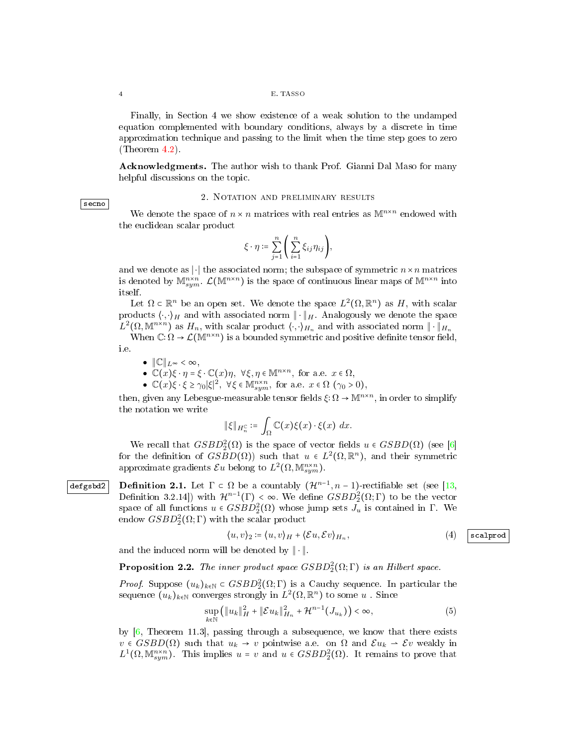Finally, in Section 4 we show existence of a weak solution to the undamped equation complemented with boundary conditions, always by a discrete in time approximation technique and passing to the limit when the time step goes to zero (Theorem 4.2).

**Acknowledgments.** The author wish to thank Prof. Gianni Dal Maso for many helpful discussions on the topic.

## 2. Notation and preliminary results

We denote the space of $n \times n$ matrices with real entries as $\mathbb{M}^{n\times n}$ endowed with the euclidean scalar product

$$\xi \cdot \eta := \sum_{j=1}^{n} \left( \sum_{i=1}^{n} \xi_{ij}\eta_{ij} \right),$$

and we denote as $|\cdot|$ the associated norm; the subspace of symmetric $n \times n$ matrices is denoted by $\mathbb{M}^{n\times n}_{sym}$. $\mathcal{L}(\mathbb{M}^{n\times n})$ is the space of continuous linear maps of $\mathbb{M}^{n\times n}$ into itself.

Let $\Omega \subset \mathbb{R}^n$ be an open set. We denote the space $L^2(\Omega, \mathbb{R}^n)$ as $H$, with scalar products $\langle \cdot, \cdot \rangle_H$ and with associated norm $\| \cdot \|_H$. Analogously we denote the space $L^2(\Omega, \mathbb{M}^{n\times n})$ as $H_n$, with scalar product $\langle \cdot, \cdot \rangle_{H_n}$ and with associated norm $\| \cdot \|_{H_n}$

When $\mathbb{C} \colon \Omega \to \mathcal{L}(\mathbb{M}^{n\times n})$ is a bounded symmetric and positive definite tensor field, i.e.

- $\|\mathbb{C}\|_{L^\infty} < \infty$,
- $\mathbb{C}(x)\xi \cdot \eta = \xi \cdot \mathbb{C}(x)\eta, \ \forall \xi, \eta \in \mathbb{M}^{n\times n}$, for a.e. $x \in \Omega$,
- $\mathbb{C}(x)\xi \cdot \xi \geq \gamma_0 |\xi|^2, \ \forall \xi \in \mathbb{M}^{n\times n}_{sym}$, for a.e. $x \in \Omega$ $(\gamma_0 > 0)$,

then, given any Lebesgue-measurable tensor fields $\xi \colon \Omega \to \mathbb{M}^{n\times n}$, in order to simplify the notation we write

$$\|\xi\|_{H_n^{\mathbb{C}}} := \int_\Omega \mathbb{C}(x)\xi(x) \cdot \xi(x) \ dx.$$

We recall that $GSBD^2_2(\Omega)$ is the space of vector fields $u \in GSBD(\Omega)$ (see [6] for the definition of $GSBD(\Omega)$) such that $u \in L^2(\Omega, \mathbb{R}^n)$, and their symmetric approximate gradients $\mathcal{E}u$ belong to $L^2(\Omega, \mathbb{M}^{n\times n}_{sym})$.

**Definition 2.1.** Let $\Gamma \subset \Omega$ be a countably $(\mathcal{H}^{n-1}, n-1)$-rectifiable set (see [13, Definition 3.2.14]) with $\mathcal{H}^{n-1}(\Gamma) < \infty$. We define $GSBD^2_2(\Omega; \Gamma)$ to be the vector space of all functions $u \in GSBD^2_2(\Omega)$ whose jump sets $J_u$ is contained in $\Gamma$. We endow $GSBD^2_2(\Omega; \Gamma)$ with the scalar product

$$\langle u, v \rangle_2 := \langle u, v \rangle_H + \langle \mathcal{E}u, \mathcal{E}v \rangle_{H_n}, \tag{4}$$

and the induced norm will be denoted by $\| \cdot \|$.

**Proposition 2.2.** *The inner product space $GSBD^2_2(\Omega; \Gamma)$ is an Hilbert space.*

*Proof.* Suppose $(u_k)_{k\in\mathbb{N}} \subset GSBD^2_2(\Omega; \Gamma)$ is a Cauchy sequence. In particular the sequence $(u_k)_{k\in\mathbb{N}}$ converges strongly in $L^2(\Omega, \mathbb{R}^n)$ to some $u$ . Since

$$\sup_{k\in\mathbb{N}} \left( \|u_k\|^2_H + \|\mathcal{E}u_k\|^2_{H_n} + \mathcal{H}^{n-1}(J_{u_k}) \right) < \infty, \tag{5}$$

by [6, Theorem 11.3], passing through a subsequence, we know that there exists $v \in GSBD(\Omega)$ such that $u_k \to v$ pointwise a.e. on $\Omega$ and $\mathcal{E}u_k \rightharpoonup \mathcal{E}v$ weakly in $L^1(\Omega, \mathbb{M}^{n\times n}_{sym})$. This implies $u = v$ and $u \in GSBD^2_2(\Omega)$. It remains to prove that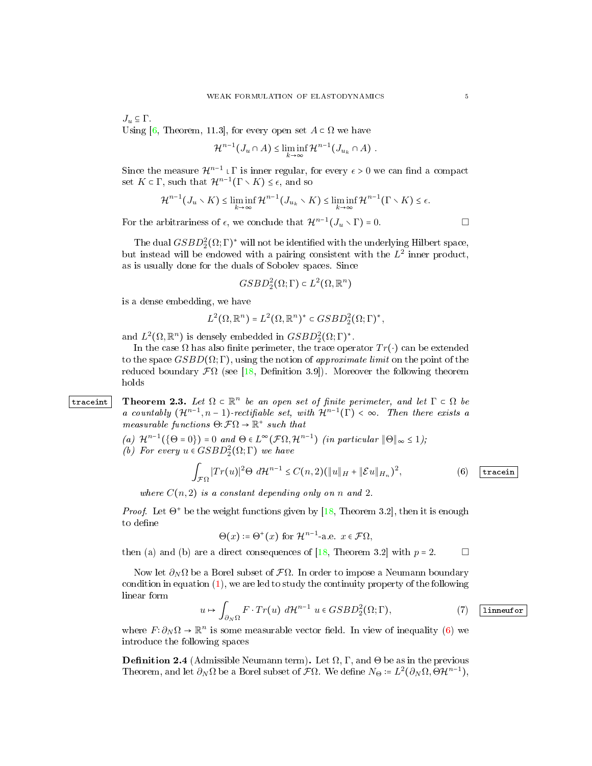$J_u \subseteq \Gamma$.
Using [6, Theorem, 11.3], for every open set $A \subset \Omega$ we have

$$\mathcal{H}^{n-1}(J_u \cap A) \le \liminf_{k\to\infty} \mathcal{H}^{n-1}(J_{u_k} \cap A) \ .$$

Since the measure $\mathcal{H}^{n-1} \llcorner \Gamma$ is inner regular, for every $\epsilon > 0$ we can find a compact set $K \subset \Gamma$, such that $\mathcal{H}^{n-1}(\Gamma \smallsetminus K) \le \epsilon$, and so

$$\mathcal{H}^{n-1}(J_u \smallsetminus K) \le \liminf_{k\to\infty} \mathcal{H}^{n-1}(J_{u_k} \smallsetminus K) \le \liminf_{k\to\infty} \mathcal{H}^{n-1}(\Gamma \smallsetminus K) \le \epsilon.$$

For the arbitrariness of $\epsilon$, we conclude that $\mathcal{H}^{n-1}(J_u \smallsetminus \Gamma) = 0$. □

The dual $GSBD^2_2(\Omega;\Gamma)^*$ will not be identified with the underlying Hilbert space, but instead will be endowed with a pairing consistent with the $L^2$ inner product, as is usually done for the duals of Sobolev spaces. Since

$$GSBD^2_2(\Omega;\Gamma) \subset L^2(\Omega,\mathbb{R}^n)$$

is a dense embedding, we have

$$L^2(\Omega,\mathbb{R}^n) = L^2(\Omega,\mathbb{R}^n)^* \subset GSBD^2_2(\Omega;\Gamma)^*,$$

and $L^2(\Omega,\mathbb{R}^n)$ is densely embedded in $GSBD^2_2(\Omega;\Gamma)^*$.

In the case $\Omega$ has also finite perimeter, the trace operator $Tr(\cdot)$ can be extended to the space $GSBD(\Omega;\Gamma)$, using the notion of *approximate limit* on the point of the reduced boundary $\mathcal{F}\Omega$ (see [18, Definition 3.9]). Moreover the following theorem holds

**Theorem 2.3.** *Let $\Omega \subset \mathbb{R}^n$ be an open set of finite perimeter, and let $\Gamma \subset \Omega$ be a countably $(\mathcal{H}^{n-1}, n-1)$-rectifiable set, with $\mathcal{H}^{n-1}(\Gamma) < \infty$. Then there exists a measurable functions $\Theta\colon \mathcal{F}\Omega \to \mathbb{R}^+$ such that*

*(a) $\mathcal{H}^{n-1}(\{\Theta = 0\}) = 0$ and $\Theta \in L^\infty(\mathcal{F}\Omega, \mathcal{H}^{n-1})$ (in particular $\|\Theta\|_\infty \le 1$);*
*(b) For every $u \in GSBD^2_2(\Omega;\Gamma)$ we have*

$$\int_{\mathcal{F}\Omega} |Tr(u)|^2 \Theta \ d\mathcal{H}^{n-1} \le C(n,2)(\|u\|_H + \|\mathcal{E}u\|_{H_n})^2, \tag{6}$$

*where $C(n,2)$ is a constant depending only on $n$ and 2.*

*Proof.* Let $\Theta^+$ be the weight functions given by [18, Theorem 3.2], then it is enough to define

$$\Theta(x) := \Theta^+(x) \text{ for } \mathcal{H}^{n-1}\text{-a.e. } x \in \mathcal{F}\Omega,$$

then (a) and (b) are a direct consequences of [18, Theorem 3.2] with $p = 2$. □

Now let $\partial_N\Omega$ be a Borel subset of $\mathcal{F}\Omega$. In order to impose a Neumann boundary condition in equation (1), we are led to study the continuity property of the following linear form

$$u \mapsto \int_{\partial_N\Omega} F \cdot Tr(u) \ d\mathcal{H}^{n-1} \ \ u \in GSBD^2_2(\Omega;\Gamma), \tag{7}$$

where $F\colon \partial_N\Omega \to \mathbb{R}^n$ is some measurable vector field. In view of inequality (6) we introduce the following spaces

**Definition 2.4** (Admissible Neumann term)**.** Let $\Omega$, $\Gamma$, and $\Theta$ be as in the previous Theorem, and let $\partial_N\Omega$ be a Borel subset of $\mathcal{F}\Omega$. We define $N_\Theta := L^2(\partial_N\Omega, \Theta\mathcal{H}^{n-1})$,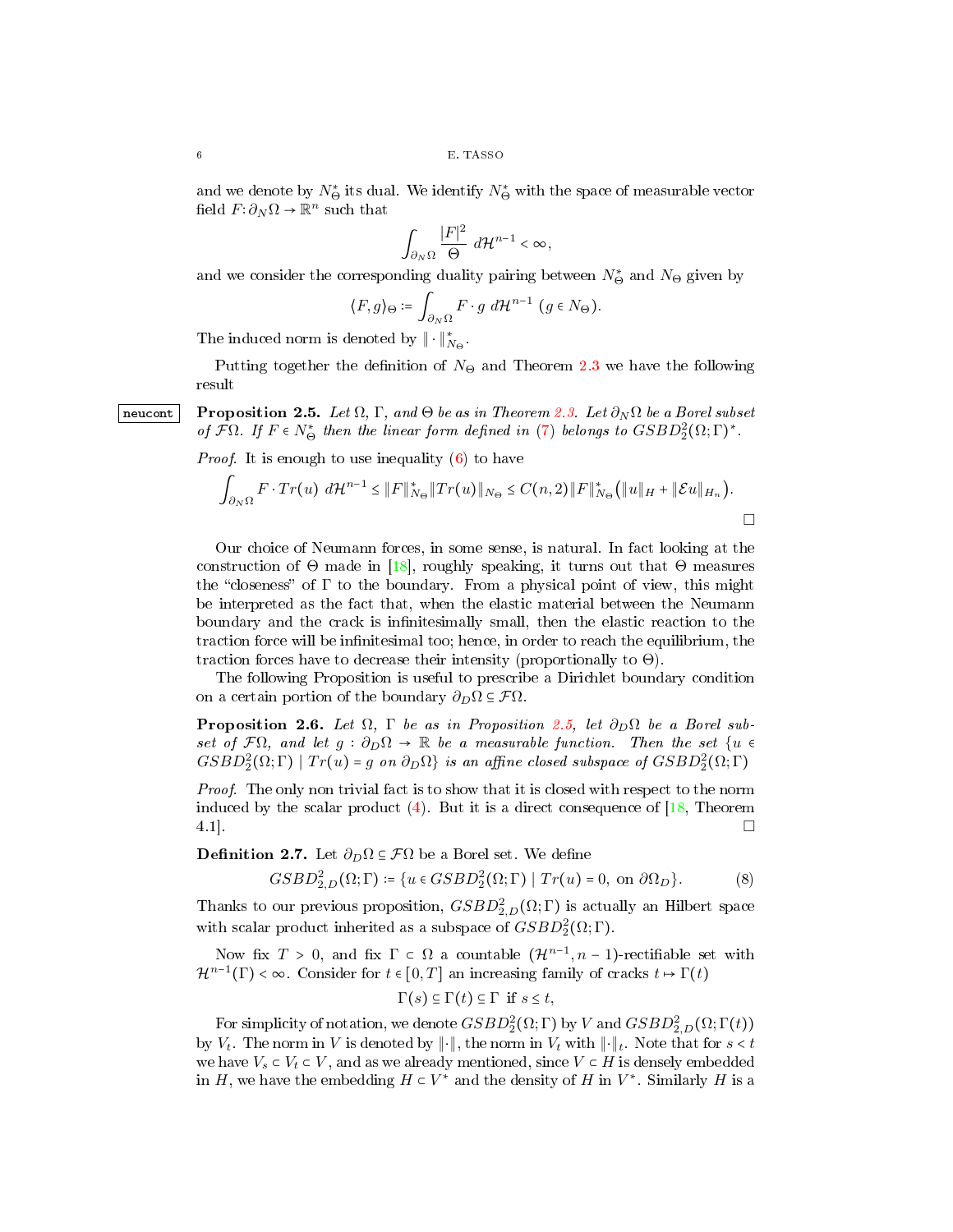and we denote by $N^*_\Theta$ its dual. We identify $N^*_\Theta$ with the space of measurable vector field $F\colon \partial_N\Omega \to \mathbb{R}^n$ such that

$$\int_{\partial_N\Omega} \frac{|F|^2}{\Theta}\ d\mathcal{H}^{n-1} < \infty,$$

and we consider the corresponding duality pairing between $N^*_\Theta$ and $N_\Theta$ given by

$$\langle F, g\rangle_\Theta := \int_{\partial_N\Omega} F\cdot g\ d\mathcal{H}^{n-1}\ (g \in N_\Theta).$$

The induced norm is denoted by $\|\cdot\|^*_{N_\Theta}$.

Putting together the definition of $N_\Theta$ and Theorem 2.3 we have the following result

**Proposition 2.5.** *Let $\Omega$, $\Gamma$, and $\Theta$ be as in Theorem 2.3. Let $\partial_N\Omega$ be a Borel subset of $\mathcal{F}\Omega$. If $F \in N^*_\Theta$ then the linear form defined in (7) belongs to $GSBD^2_2(\Omega;\Gamma)^*$.*

*Proof.* It is enough to use inequality (6) to have

$$\int_{\partial_N\Omega} F\cdot Tr(u)\ d\mathcal{H}^{n-1} \le \|F\|^*_{N_\Theta}\|Tr(u)\|_{N_\Theta} \le C(n,2)\|F\|^*_{N_\Theta}\big(\|u\|_H + \|\mathcal{E}u\|_{H_n}\big).$$

□

Our choice of Neumann forces, in some sense, is natural. In fact looking at the construction of $\Theta$ made in [18], roughly speaking, it turns out that $\Theta$ measures the "closeness" of $\Gamma$ to the boundary. From a physical point of view, this might be interpreted as the fact that, when the elastic material between the Neumann boundary and the crack is infinitesimally small, then the elastic reaction to the traction force will be infinitesimal too; hence, in order to reach the equilibrium, the traction forces have to decrease their intensity (proportionally to $\Theta$).

The following Proposition is useful to prescribe a Dirichlet boundary condition on a certain portion of the boundary $\partial_D\Omega \subseteq \mathcal{F}\Omega$.

**Proposition 2.6.** *Let $\Omega$, $\Gamma$ be as in Proposition 2.5, let $\partial_D\Omega$ be a Borel subset of $\mathcal{F}\Omega$, and let $g : \partial_D\Omega \to \mathbb{R}$ be a measurable function. Then the set $\{u \in GSBD^2_2(\Omega;\Gamma) \mid Tr(u) = g \text{ on } \partial_D\Omega\}$ is an affine closed subspace of $GSBD^2_2(\Omega;\Gamma)$*

*Proof.* The only non trivial fact is to show that it is closed with respect to the norm induced by the scalar product (4). But it is a direct consequence of [18, Theorem 4.1]. □

**Definition 2.7.** Let $\partial_D\Omega \subseteq \mathcal{F}\Omega$ be a Borel set. We define

$$GSBD^2_{2,D}(\Omega;\Gamma) := \{u \in GSBD^2_2(\Omega;\Gamma) \mid Tr(u) = 0, \text{ on } \partial\Omega_D\}. \tag{8}$$

Thanks to our previous proposition, $GSBD^2_{2,D}(\Omega;\Gamma)$ is actually an Hilbert space with scalar product inherited as a subspace of $GSBD^2_2(\Omega;\Gamma)$.

Now fix $T > 0$, and fix $\Gamma \subset \Omega$ a countable $(\mathcal{H}^{n-1}, n-1)$-rectifiable set with $\mathcal{H}^{n-1}(\Gamma) < \infty$. Consider for $t \in [0,T]$ an increasing family of cracks $t \mapsto \Gamma(t)$

$$\Gamma(s) \subseteq \Gamma(t) \subseteq \Gamma \ \text{ if } s \le t,$$

For simplicity of notation, we denote $GSBD^2_2(\Omega;\Gamma)$ by $V$ and $GSBD^2_{2,D}(\Omega;\Gamma(t))$ by $V_t$. The norm in $V$ is denoted by $\|\cdot\|$, the norm in $V_t$ with $\|\cdot\|_t$. Note that for $s < t$ we have $V_s \subset V_t \subset V$, and as we already mentioned, since $V \subset H$ is densely embedded in $H$, we have the embedding $H \subset V^*$ and the density of $H$ in $V^*$. Similarly $H$ is a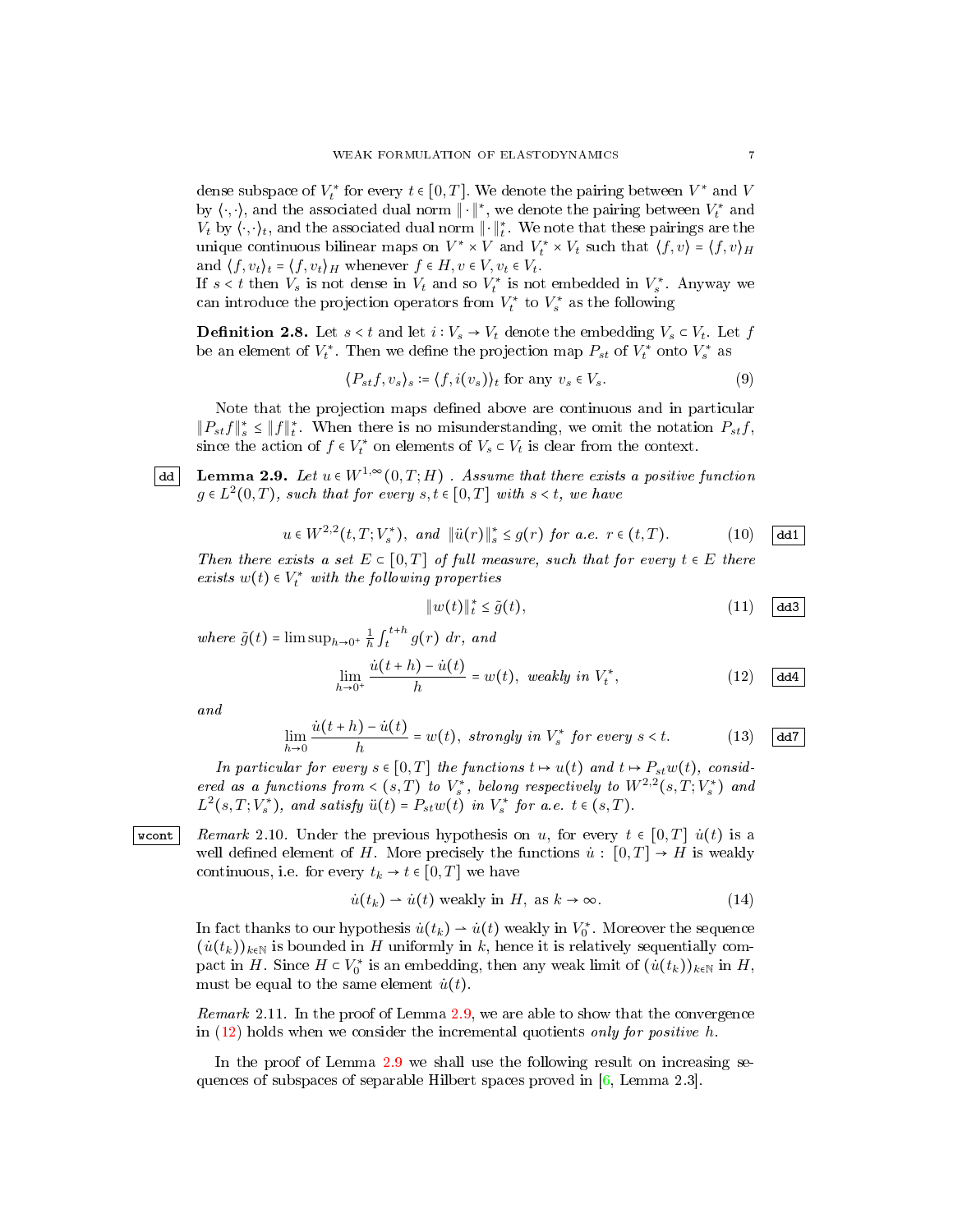dense subspace of $V_t^*$ for every $t \in [0,T]$. We denote the pairing between $V^*$ and $V$ by $\langle \cdot, \cdot \rangle$, and the associated dual norm $\| \cdot \|^*$, we denote the pairing between $V_t^*$ and $V_t$ by $\langle \cdot, \cdot \rangle_t$, and the associated dual norm $\| \cdot \|_t^*$. We note that these pairings are the unique continuous bilinear maps on $V^* \times V$ and $V_t^* \times V_t$ such that $\langle f, v \rangle = \langle f, v \rangle_H$ and $\langle f, v_t \rangle_t = \langle f, v_t \rangle_H$ whenever $f \in H, v \in V, v_t \in V_t$.
If $s < t$ then $V_s$ is not dense in $V_t$ and so $V_t^*$ is not embedded in $V_s^*$. Anyway we can introduce the projection operators from $V_t^*$ to $V_s^*$ as the following

**Definition 2.8.** Let $s < t$ and let $i : V_s \to V_t$ denote the embedding $V_s \subset V_t$. Let $f$ be an element of $V_t^*$. Then we define the projection map $P_{st}$ of $V_t^*$ onto $V_s^*$ as

$$\langle P_{st} f, v_s \rangle_s := \langle f, i(v_s) \rangle_t \text{ for any } v_s \in V_s. \tag{9}$$

Note that the projection maps defined above are continuous and in particular $\|P_{st} f\|_s^* \le \|f\|_t^*$. When there is no misunderstanding, we omit the notation $P_{st} f$, since the action of $f \in V_t^*$ on elements of $V_s \subset V_t$ is clear from the context.

**Lemma 2.9.** *Let $u \in W^{1,\infty}(0,T;H)$ . Assume that there exists a positive function $g \in L^2(0,T)$, such that for every $s, t \in [0,T]$ with $s < t$, we have*

$$u \in W^{2,2}(t,T;V_s^*), \text{ and } \|\ddot{u}(r)\|_s^* \le g(r) \text{ for a.e. } r \in (t,T). \tag{10}$$

*Then there exists a set $E \subset [0,T]$ of full measure, such that for every $t \in E$ there exists $w(t) \in V_t^*$ with the following properties*

$$\|w(t)\|_t^* \le \tilde{g}(t), \tag{11}$$

*where $\tilde{g}(t) = \limsup_{h \to 0^+} \frac{1}{h} \int_t^{t+h} g(r)\, dr$, and*

$$\lim_{h \to 0^+} \frac{\dot{u}(t+h) - \dot{u}(t)}{h} = w(t), \text{ weakly in } V_t^*, \tag{12}$$

*and*

$$\lim_{h \to 0} \frac{\dot{u}(t+h) - \dot{u}(t)}{h} = w(t), \text{ strongly in } V_s^* \text{ for every } s < t. \tag{13}$$

*In particular for every $s \in [0,T]$ the functions $t \mapsto u(t)$ and $t \mapsto P_{st} w(t)$, considered as a functions from $< (s,T)$ to $V_s^*$, belong respectively to $W^{2,2}(s,T;V_s^*)$ and $L^2(s,T;V_s^*)$, and satisfy $\ddot{u}(t) = P_{st} w(t)$ in $V_s^*$ for a.e. $t \in (s,T)$.*

*Remark* 2.10. Under the previous hypothesis on $u$, for every $t \in [0,T]$ $\dot{u}(t)$ is a well defined element of $H$. More precisely the functions $\dot{u} : [0,T] \to H$ is weakly continuous, i.e. for every $t_k \to t \in [0,T]$ we have

$$\dot{u}(t_k) \rightharpoonup \dot{u}(t) \text{ weakly in } H, \text{ as } k \to \infty. \tag{14}$$

In fact thanks to our hypothesis $\dot{u}(t_k) \rightharpoonup \dot{u}(t)$ weakly in $V_0^*$. Moreover the sequence $(\dot{u}(t_k))_{k \in \mathbb{N}}$ is bounded in $H$ uniformly in $k$, hence it is relatively sequentially compact in $H$. Since $H \subset V_0^*$ is an embedding, then any weak limit of $(\dot{u}(t_k))_{k \in \mathbb{N}}$ in $H$, must be equal to the same element $\dot{u}(t)$.

*Remark* 2.11. In the proof of Lemma 2.9, we are able to show that the convergence in (12) holds when we consider the incremental quotients *only for positive h*.

In the proof of Lemma 2.9 we shall use the following result on increasing sequences of subspaces of separable Hilbert spaces proved in [6, Lemma 2.3].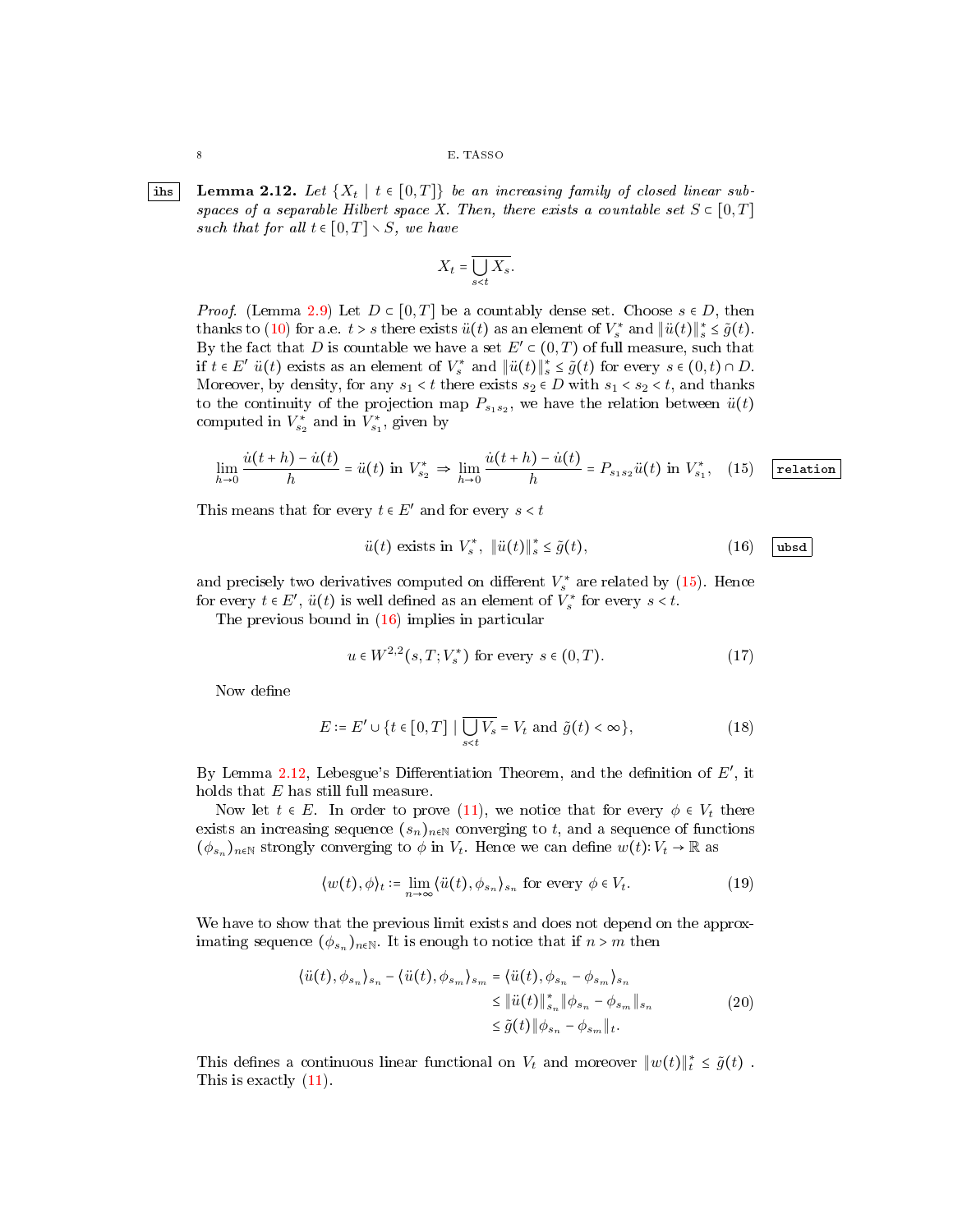**Lemma 2.12.** *Let $\{X_t \mid t \in [0,T]\}$ be an increasing family of closed linear subspaces of a separable Hilbert space $X$. Then, there exists a countable set $S \subset [0,T]$ such that for all $t \in [0,T] \setminus S$, we have*

$$X_t = \overline{\bigcup_{s<t} X_s}.$$

*Proof.* (Lemma 2.9) Let $D \subset [0,T]$ be a countably dense set. Choose $s \in D$, then thanks to (10) for a.e. $t > s$ there exists $\ddot{u}(t)$ as an element of $V_s^*$ and $\|\ddot{u}(t)\|_s^* \leq \tilde{g}(t)$. By the fact that $D$ is countable we have a set $E' \subset (0,T)$ of full measure, such that if $t \in E'$ $\ddot{u}(t)$ exists as an element of $V_s^*$ and $\|\ddot{u}(t)\|_s^* \leq \tilde{g}(t)$ for every $s \in (0,t) \cap D$. Moreover, by density, for any $s_1 < t$ there exists $s_2 \in D$ with $s_1 < s_2 < t$, and thanks to the continuity of the projection map $P_{s_1 s_2}$, we have the relation between $\ddot{u}(t)$ computed in $V_{s_2}^*$ and in $V_{s_1}^*$, given by

$$\lim_{h\to 0} \frac{\dot{u}(t+h) - \dot{u}(t)}{h} = \ddot{u}(t) \text{ in } V_{s_2}^* \Rightarrow \lim_{h\to 0} \frac{\dot{u}(t+h) - \dot{u}(t)}{h} = P_{s_1 s_2}\ddot{u}(t) \text{ in } V_{s_1}^*, \quad (15)$$

This means that for every $t \in E'$ and for every $s < t$

$$\ddot{u}(t) \text{ exists in } V_s^*, \ \|\ddot{u}(t)\|_s^* \leq \tilde{g}(t), \quad (16)$$

and precisely two derivatives computed on different $V_s^*$ are related by (15). Hence for every $t \in E'$, $\ddot{u}(t)$ is well defined as an element of $V_s^*$ for every $s < t$.

The previous bound in (16) implies in particular

$$u \in W^{2,2}(s,T;V_s^*) \text{ for every } s \in (0,T). \quad (17)$$

Now define

$$E := E' \cup \{t \in [0,T] \mid \overline{\bigcup_{s<t} V_s} = V_t \text{ and } \tilde{g}(t) < \infty\}, \quad (18)$$

By Lemma 2.12, Lebesgue's Differentiation Theorem, and the definition of $E'$, it holds that $E$ has still full measure.

Now let $t \in E$. In order to prove (11), we notice that for every $\phi \in V_t$ there exists an increasing sequence $(s_n)_{n\in\mathbb{N}}$ converging to $t$, and a sequence of functions $(\phi_{s_n})_{n\in\mathbb{N}}$ strongly converging to $\phi$ in $V_t$. Hence we can define $w(t)\colon V_t \to \mathbb{R}$ as

$$\langle w(t), \phi\rangle_t := \lim_{n\to\infty} \langle \ddot{u}(t), \phi_{s_n}\rangle_{s_n} \text{ for every } \phi \in V_t. \quad (19)$$

We have to show that the previous limit exists and does not depend on the approximating sequence $(\phi_{s_n})_{n\in\mathbb{N}}$. It is enough to notice that if $n > m$ then

$$\begin{aligned}
\langle \ddot{u}(t), \phi_{s_n}\rangle_{s_n} - \langle \ddot{u}(t), \phi_{s_m}\rangle_{s_m} &= \langle \ddot{u}(t), \phi_{s_n} - \phi_{s_m}\rangle_{s_n} \\
&\leq \|\ddot{u}(t)\|_{s_n}^* \|\phi_{s_n} - \phi_{s_m}\|_{s_n} \\
&\leq \tilde{g}(t)\|\phi_{s_n} - \phi_{s_m}\|_t.
\end{aligned} \quad (20)$$

This defines a continuous linear functional on $V_t$ and moreover $\|w(t)\|_t^* \leq \tilde{g}(t)$ . This is exactly (11).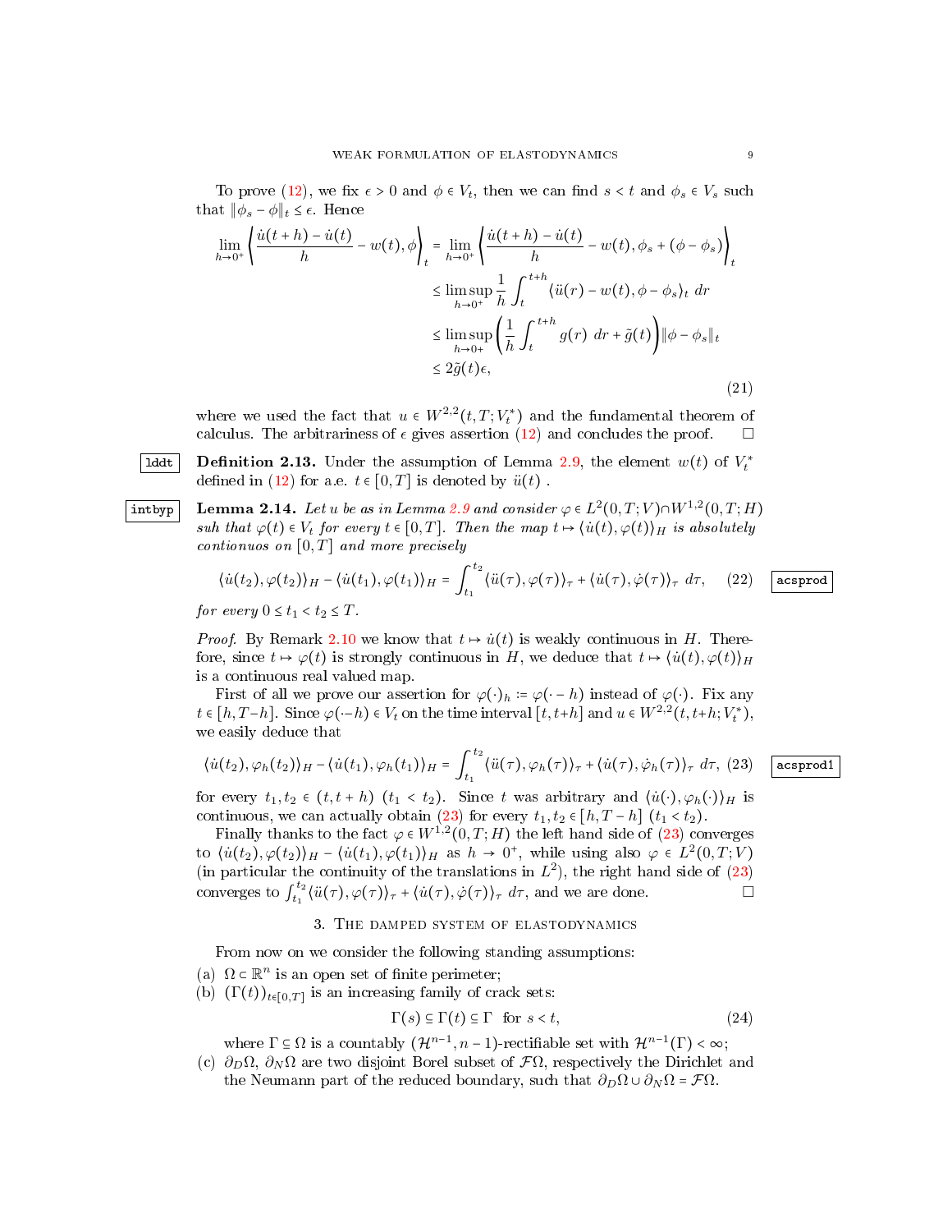To prove (12), we fix $\epsilon > 0$ and $\phi \in V_t$, then we can find $s < t$ and $\phi_s \in V_s$ such that $\|\phi_s - \phi\|_t \le \epsilon$. Hence

$$
\begin{aligned}
\lim_{h\to 0^+} \left\langle \frac{\dot u(t+h) - \dot u(t)}{h} - w(t), \phi \right\rangle_t &= \lim_{h\to 0^+} \left\langle \frac{\dot u(t+h) - \dot u(t)}{h} - w(t), \phi_s + (\phi - \phi_s) \right\rangle_t \\
&\le \limsup_{h\to 0^+} \frac{1}{h} \int_t^{t+h} \langle \ddot u(r) - w(t), \phi - \phi_s \rangle_t \, dr \\
&\le \limsup_{h\to 0+} \left( \frac{1}{h} \int_t^{t+h} g(r)\, dr + \tilde g(t) \right) \|\phi - \phi_s\|_t \\
&\le 2\tilde g(t)\epsilon,
\end{aligned} \tag{21}
$$

where we used the fact that $u \in W^{2,2}(t,T;V_t^*)$ and the fundamental theorem of calculus. The arbitrariness of $\epsilon$ gives assertion (12) and concludes the proof. $\square$

**Definition 2.13.** Under the assumption of Lemma 2.9, the element $w(t)$ of $V_t^*$ defined in (12) for a.e. $t \in [0,T]$ is denoted by $\ddot u(t)$ .

**Lemma 2.14.** *Let $u$ be as in Lemma 2.9 and consider $\varphi \in L^2(0,T;V) \cap W^{1,2}(0,T;H)$ suh that $\varphi(t) \in V_t$ for every $t \in [0,T]$. Then the map $t \mapsto \langle \dot u(t), \varphi(t)\rangle_H$ is absolutely contionuos on $[0,T]$ and more precisely*

$$
\langle \dot u(t_2), \varphi(t_2)\rangle_H - \langle \dot u(t_1), \varphi(t_1)\rangle_H = \int_{t_1}^{t_2} \langle \ddot u(\tau), \varphi(\tau)\rangle_\tau + \langle \dot u(\tau), \dot\varphi(\tau)\rangle_\tau \, d\tau, \tag{22}
$$

*for every $0 \le t_1 < t_2 \le T$.*

*Proof.* By Remark 2.10 we know that $t \mapsto \dot u(t)$ is weakly continuous in $H$. Therefore, since $t \mapsto \varphi(t)$ is strongly continuous in $H$, we deduce that $t \mapsto \langle \dot u(t), \varphi(t)\rangle_H$ is a continuous real valued map.

First of all we prove our assertion for $\varphi(\cdot)_h := \varphi(\cdot - h)$ instead of $\varphi(\cdot)$. Fix any $t \in [h, T-h]$. Since $\varphi(\cdot - h) \in V_t$ on the time interval $[t, t+h]$ and $u \in W^{2,2}(t, t+h; V_t^*)$, we easily deduce that

$$
\langle \dot u(t_2), \varphi_h(t_2)\rangle_H - \langle \dot u(t_1), \varphi_h(t_1)\rangle_H = \int_{t_1}^{t_2} \langle \ddot u(\tau), \varphi_h(\tau)\rangle_\tau + \langle \dot u(\tau), \dot\varphi_h(\tau)\rangle_\tau \, d\tau, \tag{23}
$$

for every $t_1, t_2 \in (t, t+h)$ $(t_1 < t_2)$. Since $t$ was arbitrary and $\langle \dot u(\cdot), \varphi_h(\cdot)\rangle_H$ is continuous, we can actually obtain (23) for every $t_1, t_2 \in [h, T-h]$ $(t_1 < t_2)$.

Finally thanks to the fact $\varphi \in W^{1,2}(0,T;H)$ the left hand side of (23) converges to $\langle \dot u(t_2), \varphi(t_2)\rangle_H - \langle \dot u(t_1), \varphi(t_1)\rangle_H$ as $h \to 0^+$, while using also $\varphi \in L^2(0,T;V)$ (in particular the continuity of the translations in $L^2$), the right hand side of (23) converges to $\int_{t_1}^{t_2} \langle \ddot u(\tau), \varphi(\tau)\rangle_\tau + \langle \dot u(\tau), \dot\varphi(\tau)\rangle_\tau \, d\tau$, and we are done. $\square$

## 3. The damped system of elastodynamics

From now on we consider the following standing assumptions:

(a) $\Omega \subset \mathbb{R}^n$ is an open set of finite perimeter;

(b) $(\Gamma(t))_{t\in[0,T]}$ is an increasing family of crack sets:

$$
\Gamma(s) \subseteq \Gamma(t) \subseteq \Gamma \quad \text{for } s < t, \tag{24}
$$

where $\Gamma \subseteq \Omega$ is a countably $(\mathcal{H}^{n-1}, n-1)$-rectifiable set with $\mathcal{H}^{n-1}(\Gamma) < \infty$;

(c) $\partial_D\Omega$, $\partial_N\Omega$ are two disjoint Borel subset of $\mathcal{F}\Omega$, respectively the Dirichlet and the Neumann part of the reduced boundary, such that $\partial_D\Omega \cup \partial_N\Omega = \mathcal{F}\Omega$.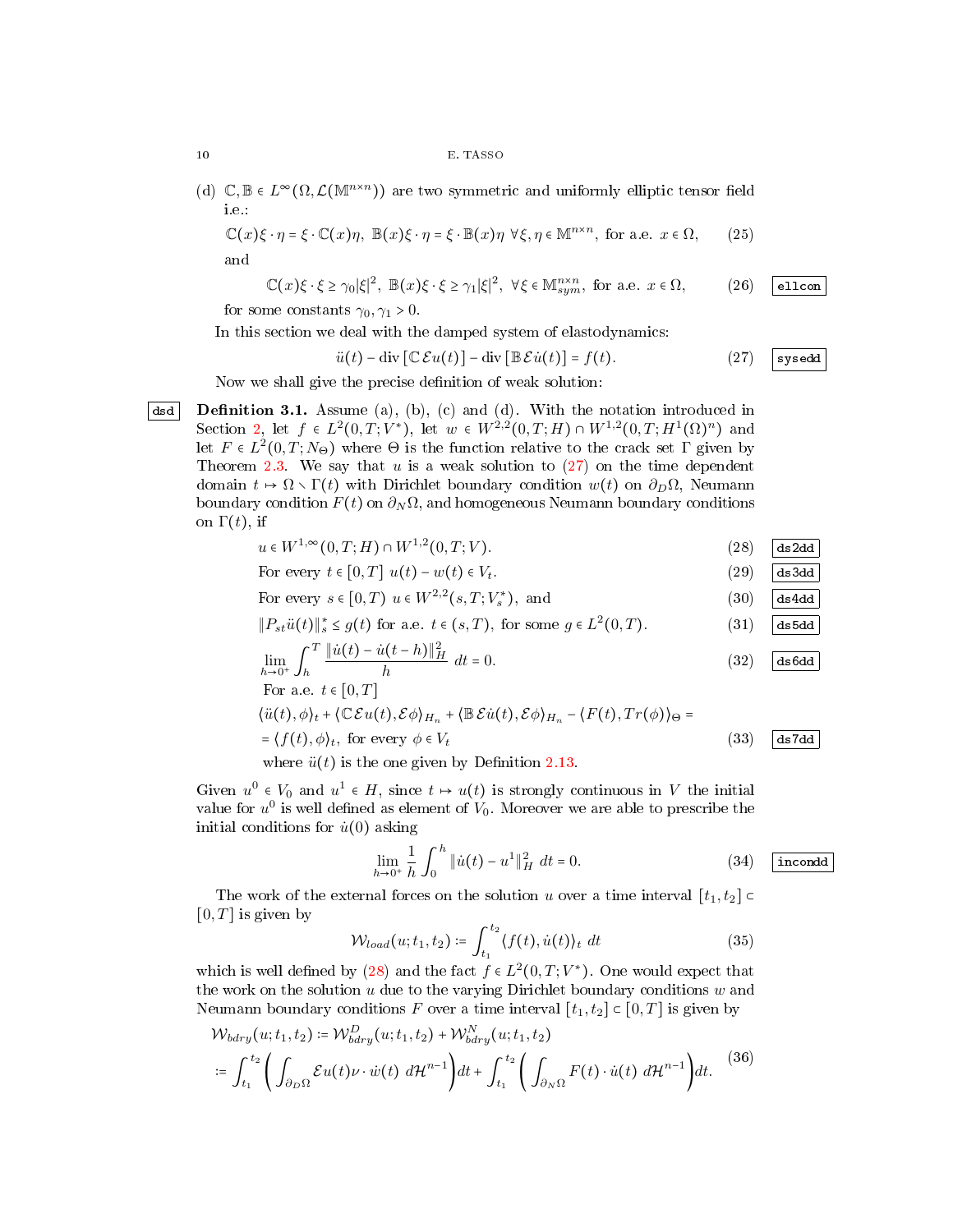(d) $\mathbb{C}, \mathbb{B} \in L^\infty(\Omega, \mathcal{L}(\mathbb{M}^{n\times n}))$ are two symmetric and uniformly elliptic tensor field i.e.:

$$\mathbb{C}(x)\xi \cdot \eta = \xi \cdot \mathbb{C}(x)\eta,\ \mathbb{B}(x)\xi \cdot \eta = \xi \cdot \mathbb{B}(x)\eta\ \forall \xi, \eta \in \mathbb{M}^{n\times n},\ \text{for a.e. } x \in \Omega, \tag{25}$$

and

$$\mathbb{C}(x)\xi \cdot \xi \geq \gamma_0 |\xi|^2,\ \mathbb{B}(x)\xi \cdot \xi \geq \gamma_1 |\xi|^2,\ \forall \xi \in \mathbb{M}^{n\times n}_{sym},\ \text{for a.e. } x \in \Omega, \tag{26}$$

for some constants $\gamma_0, \gamma_1 > 0$.

In this section we deal with the damped system of elastodynamics:

$$\ddot{u}(t) - \operatorname{div}\left[\mathbb{C}\,\mathcal{E}u(t)\right] - \operatorname{div}\left[\mathbb{B}\,\mathcal{E}\dot{u}(t)\right] = f(t). \tag{27}$$

Now we shall give the precise definition of weak solution:

**Definition 3.1.** Assume (a), (b), (c) and (d). With the notation introduced in Section 2, let $f \in L^2(0,T;V^*)$, let $w \in W^{2,2}(0,T;H) \cap W^{1,2}(0,T;H^1(\Omega)^n)$ and let $F \in L^2(0,T;N_\Theta)$ where $\Theta$ is the function relative to the crack set $\Gamma$ given by Theorem 2.3. We say that $u$ is a weak solution to (27) on the time dependent domain $t \mapsto \Omega \setminus \Gamma(t)$ with Dirichlet boundary condition $w(t)$ on $\partial_D\Omega$, Neumann boundary condition $F(t)$ on $\partial_N\Omega$, and homogeneous Neumann boundary conditions on $\Gamma(t)$, if

$$u \in W^{1,\infty}(0,T;H) \cap W^{1,2}(0,T;V). \tag{28}$$

$$\text{For every } t \in [0,T]\ u(t) - w(t) \in V_t. \tag{29}$$

$$\text{For every } s \in [0,T)\ u \in W^{2,2}(s,T;V_s^*),\ \text{and} \tag{30}$$

$$\|P_{st}\ddot{u}(t)\|_s^* \leq g(t) \text{ for a.e. } t \in (s,T), \text{ for some } g \in L^2(0,T). \tag{31}$$

$$\lim_{h\to 0^+} \int_h^T \frac{\|\dot{u}(t) - \dot{u}(t-h)\|_H^2}{h}\ dt = 0. \tag{32}$$

For a.e. $t \in [0,T]$

$$\langle \ddot{u}(t), \phi \rangle_t + \langle \mathbb{C}\,\mathcal{E}u(t), \mathcal{E}\phi \rangle_{H_n} + \langle \mathbb{B}\,\mathcal{E}\dot{u}(t), \mathcal{E}\phi \rangle_{H_n} - \langle F(t), Tr(\phi) \rangle_\Theta =$$
$$= \langle f(t), \phi \rangle_t, \text{ for every } \phi \in V_t \tag{33}$$

where $\ddot{u}(t)$ is the one given by Definition 2.13.

Given $u^0 \in V_0$ and $u^1 \in H$, since $t \mapsto u(t)$ is strongly continuous in $V$ the initial value for $u^0$ is well defined as element of $V_0$. Moreover we are able to prescribe the initial conditions for $\dot{u}(0)$ asking

$$\lim_{h\to 0^+} \frac{1}{h} \int_0^h \|\dot{u}(t) - u^1\|_H^2\ dt = 0. \tag{34}$$

The work of the external forces on the solution $u$ over a time interval $[t_1, t_2] \subset [0,T]$ is given by

$$\mathcal{W}_{load}(u; t_1, t_2) := \int_{t_1}^{t_2} \langle f(t), \dot{u}(t) \rangle_t\ dt \tag{35}$$

which is well defined by (28) and the fact $f \in L^2(0,T;V^*)$. One would expect that the work on the solution $u$ due to the varying Dirichlet boundary conditions $w$ and Neumann boundary conditions $F$ over a time interval $[t_1, t_2] \subset [0,T]$ is given by

$$\begin{aligned}
&\mathcal{W}_{bdry}(u; t_1, t_2) := \mathcal{W}^D_{bdry}(u; t_1, t_2) + \mathcal{W}^N_{bdry}(u; t_1, t_2) \\
&:= \int_{t_1}^{t_2} \left( \int_{\partial_D\Omega} \mathcal{E}u(t)\nu \cdot \dot{w}(t)\ d\mathcal{H}^{n-1} \right) dt + \int_{t_1}^{t_2} \left( \int_{\partial_N\Omega} F(t) \cdot \dot{u}(t)\ d\mathcal{H}^{n-1} \right) dt.
\end{aligned} \tag{36}$$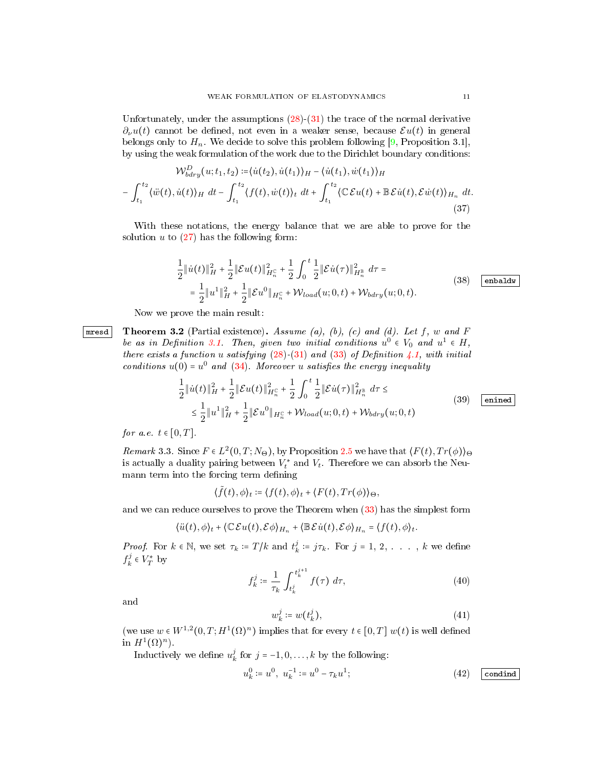Unfortunately, under the assumptions (28)-(31) the trace of the normal derivative $\partial_\nu u(t)$ cannot be defined, not even in a weaker sense, because $\mathcal{E}u(t)$ in general belongs only to $H_n$. We decide to solve this problem following [9, Proposition 3.1], by using the weak formulation of the work due to the Dirichlet boundary conditions:

$$
\begin{aligned}
\mathcal{W}^D_{bdry}(u;t_1,t_2) &:= \langle \dot u(t_2), \dot u(t_1)\rangle_H - \langle \dot u(t_1), \dot w(t_1)\rangle_H \\
- \int_{t_1}^{t_2} \langle \ddot w(t), \dot u(t)\rangle_H \, dt &- \int_{t_1}^{t_2} \langle f(t), \dot w(t)\rangle_t \, dt + \int_{t_1}^{t_2} \langle \mathbb{C}\mathcal{E}u(t) + \mathbb{B}\mathcal{E}\dot u(t), \mathcal{E}\dot w(t)\rangle_{H_n} \, dt.
\end{aligned}
\tag{37}
$$

With these notations, the energy balance that we are able to prove for the solution $u$ to (27) has the following form:

$$
\begin{aligned}
&\frac{1}{2}\|\dot u(t)\|^2_H + \frac{1}{2}\|\mathcal{E}u(t)\|^2_{H_n^{\mathbb{C}}} + \frac{1}{2}\int_0^t \frac{1}{2}\|\mathcal{E}\dot u(\tau)\|^2_{H_n^{\mathbb{B}}} \, d\tau = \\
&\quad = \frac{1}{2}\|u^1\|^2_H + \frac{1}{2}\|\mathcal{E}u^0\|_{H_n^{\mathbb{C}}} + \mathcal{W}_{load}(u;0,t) + \mathcal{W}_{bdry}(u;0,t).
\end{aligned}
\tag{38}
$$

Now we prove the main result:

**Theorem 3.2** (Partial existence)**.** *Assume (a), (b), (c) and (d). Let $f$, $w$ and $F$ be as in Definition 3.1. Then, given two initial conditions $u^0 \in V_0$ and $u^1 \in H$, there exists a function $u$ satisfying (28)-(31) and (33) of Definition 4.1, with initial conditions $u(0) = u^0$ and (34). Moreover $u$ satisfies the energy inequality*

$$
\begin{aligned}
&\frac{1}{2}\|\dot u(t)\|^2_H + \frac{1}{2}\|\mathcal{E}u(t)\|^2_{H_n^{\mathbb{C}}} + \frac{1}{2}\int_0^t \frac{1}{2}\|\mathcal{E}\dot u(\tau)\|^2_{H_n^{\mathbb{B}}} \, d\tau \le \\
&\quad \le \frac{1}{2}\|u^1\|^2_H + \frac{1}{2}\|\mathcal{E}u^0\|_{H_n^{\mathbb{C}}} + \mathcal{W}_{load}(u;0,t) + \mathcal{W}_{bdry}(u;0,t)
\end{aligned}
\tag{39}
$$

*for a.e. $t \in [0,T]$.*

*Remark* 3.3. Since $F \in L^2(0,T;N_\Theta)$, by Proposition 2.5 we have that $\langle F(t), Tr(\phi)\rangle_\Theta$ is actually a duality pairing between $V_t^*$ and $V_t$. Therefore we can absorb the Neumann term into the forcing term defining

$$
\langle \tilde f(t), \phi\rangle_t := \langle f(t), \phi\rangle_t + \langle F(t), Tr(\phi)\rangle_\Theta,
$$

and we can reduce ourselves to prove the Theorem when (33) has the simplest form

$$
\langle \ddot u(t), \phi\rangle_t + \langle \mathbb{C}\mathcal{E}u(t), \mathcal{E}\phi\rangle_{H_n} + \langle \mathbb{B}\mathcal{E}\dot u(t), \mathcal{E}\phi\rangle_{H_n} = \langle f(t), \phi\rangle_t.
$$

*Proof.* For $k \in \mathbb{N}$, we set $\tau_k := T/k$ and $t_k^j := j\tau_k$. For $j = 1, 2, \ldots, k$ we define $f_k^j \in V_T^*$ by

$$
f_k^j := \frac{1}{\tau_k}\int_{t_k^j}^{t_k^{j+1}} f(\tau)\, d\tau,
\tag{40}
$$

and

$$
w_k^j := w(t_k^j),
\tag{41}
$$

(we use $w \in W^{1,2}(0,T;H^1(\Omega)^n)$ implies that for every $t \in [0,T]$ $w(t)$ is well defined in $H^1(\Omega)^n$).

Inductively we define $u_k^j$ for $j = -1, 0, \ldots, k$ by the following:

$$
u_k^0 := u^0, \;\; u_k^{-1} := u^0 - \tau_k u^1;
\tag{42}
$$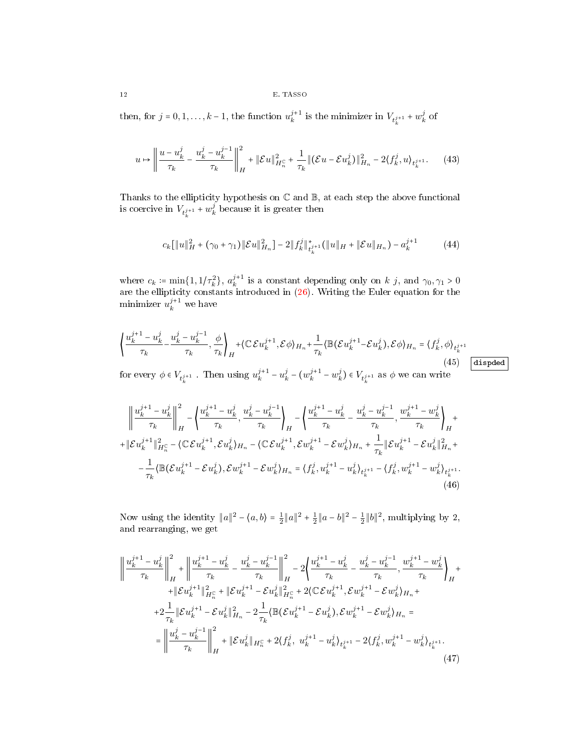then, for $j = 0, 1, \dots, k-1$, the function $u_k^{j+1}$ is the minimizer in $V_{t_k^{j+1}} + w_k^j$ of

$$
u \mapsto \left\| \frac{u - u_k^j}{\tau_k} - \frac{u_k^j - u_k^{j-1}}{\tau_k} \right\|_H^2 + \|\mathcal{E}u\|_{H_n^{\mathbb{C}}}^2 + \frac{1}{\tau_k} \|(\mathcal{E}u - \mathcal{E}u_k^j)\|_{H_n}^2 - 2\langle f_k^j, u \rangle_{t_k^{j+1}}. \tag{43}
$$

Thanks to the ellipticity hypothesis on $\mathbb{C}$ and $\mathbb{B}$, at each step the above functional is coercive in $V_{t_k^{j+1}} + w_k^j$ because it is greater then

$$
c_k[\|u\|_H^2 + (\gamma_0 + \gamma_1)\|\mathcal{E}u\|_{H_n}^2] - 2\|f_k^j\|_{t_k^{j+1}}^* (\|u\|_H + \|\mathcal{E}u\|_{H_n}) - a_k^{j+1} \tag{44}
$$

where $c_k := \min\{1, 1/\tau_k^2\}$, $a_k^{j+1}$ is a constant depending only on $k$ $j$, and $\gamma_0, \gamma_1 > 0$ are the ellipticity constants introduced in (26). Writing the Euler equation for the minimizer $u_k^{j+1}$ we have

$$
\left\langle \frac{u_k^{j+1} - u_k^j}{\tau_k} - \frac{u_k^j - u_k^{j-1}}{\tau_k}, \frac{\phi}{\tau_k} \right\rangle_H + \langle \mathbb{C}\mathcal{E}u_k^{j+1}, \mathcal{E}\phi \rangle_{H_n} + \frac{1}{\tau_k} \langle \mathbb{B}(\mathcal{E}u_k^{j+1} - \mathcal{E}u_k^j), \mathcal{E}\phi \rangle_{H_n} = \langle f_k^j, \phi \rangle_{t_k^{j+1}} \tag{45}
$$

for every $\phi \in V_{t_k^{j+1}}$. Then using $u_k^{j+1} - u_k^j - (w_k^{j+1} - w_k^j) \in V_{t_k^{j+1}}$ as $\phi$ we can write

$$
\begin{aligned}
&\left\| \frac{u_k^{j+1} - u_k^j}{\tau_k} \right\|_H^2 - \left\langle \frac{u_k^{j+1} - u_k^j}{\tau_k}, \frac{u_k^j - u_k^{j-1}}{\tau_k} \right\rangle_H - \left\langle \frac{u_k^{j+1} - u_k^j}{\tau_k} - \frac{u_k^j - u_k^{j-1}}{\tau_k}, \frac{w_k^{j+1} - w_k^j}{\tau_k} \right\rangle_H + \\
&+ \|\mathcal{E}u_k^{j+1}\|_{H_n^{\mathbb{C}}}^2 - \langle \mathbb{C}\mathcal{E}u_k^{j+1}, \mathcal{E}u_k^j \rangle_{H_n} - \langle \mathbb{C}\mathcal{E}u_k^{j+1}, \mathcal{E}w_k^{j+1} - \mathcal{E}w_k^j \rangle_{H_n} + \frac{1}{\tau_k}\|\mathcal{E}u_k^{j+1} - \mathcal{E}u_k^j\|_{H_n}^2 + \\
&- \frac{1}{\tau_k}\langle \mathbb{B}(\mathcal{E}u_k^{j+1} - \mathcal{E}u_k^j), \mathcal{E}w_k^{j+1} - \mathcal{E}w_k^j \rangle_{H_n} = \langle f_k^j, u_k^{j+1} - u_k^j \rangle_{t_k^{j+1}} - \langle f_k^j, w_k^{j+1} - w_k^j \rangle_{t_k^{j+1}}.
\end{aligned} \tag{46}
$$

Now using the identity $\|a\|^2 - \langle a, b \rangle = \frac{1}{2}\|a\|^2 + \frac{1}{2}\|a - b\|^2 - \frac{1}{2}\|b\|^2$, multiplying by 2, and rearranging, we get

$$
\begin{aligned}
&\left\| \frac{u_k^{j+1} - u_k^j}{\tau_k} \right\|_H^2 + \left\| \frac{u_k^{j+1} - u_k^j}{\tau_k} - \frac{u_k^j - u_k^{j-1}}{\tau_k} \right\|_H^2 - 2\left\langle \frac{u_k^{j+1} - u_k^j}{\tau_k} - \frac{u_k^j - u_k^{j-1}}{\tau_k}, \frac{w_k^{j+1} - w_k^j}{\tau_k} \right\rangle_H + \\
&+ \|\mathcal{E}u_k^{j+1}\|_{H_n^{\mathbb{C}}}^2 + \|\mathcal{E}u_k^{j+1} - \mathcal{E}u_k^j\|_{H_n^{\mathbb{C}}}^2 + 2\langle \mathbb{C}\mathcal{E}u_k^{j+1}, \mathcal{E}w_k^{j+1} - \mathcal{E}w_k^j \rangle_{H_n} + \\
&+ 2\frac{1}{\tau_k}\|\mathcal{E}u_k^{j+1} - \mathcal{E}u_k^j\|_{H_n}^2 - 2\frac{1}{\tau_k}\langle \mathbb{B}(\mathcal{E}u_k^{j+1} - \mathcal{E}u_k^j), \mathcal{E}w_k^{j+1} - \mathcal{E}w_k^j \rangle_{H_n} = \\
&= \left\| \frac{u_k^j - u_k^{j-1}}{\tau_k} \right\|_H^2 + \|\mathcal{E}u_k^j\|_{H_n^{\mathbb{C}}} + 2\langle f_k^j, \ u_k^{j+1} - u_k^j \rangle_{t_k^{j+1}} - 2\langle f_k^j, w_k^{j+1} - w_k^j \rangle_{t_k^{j+1}}.
\end{aligned} \tag{47}
$$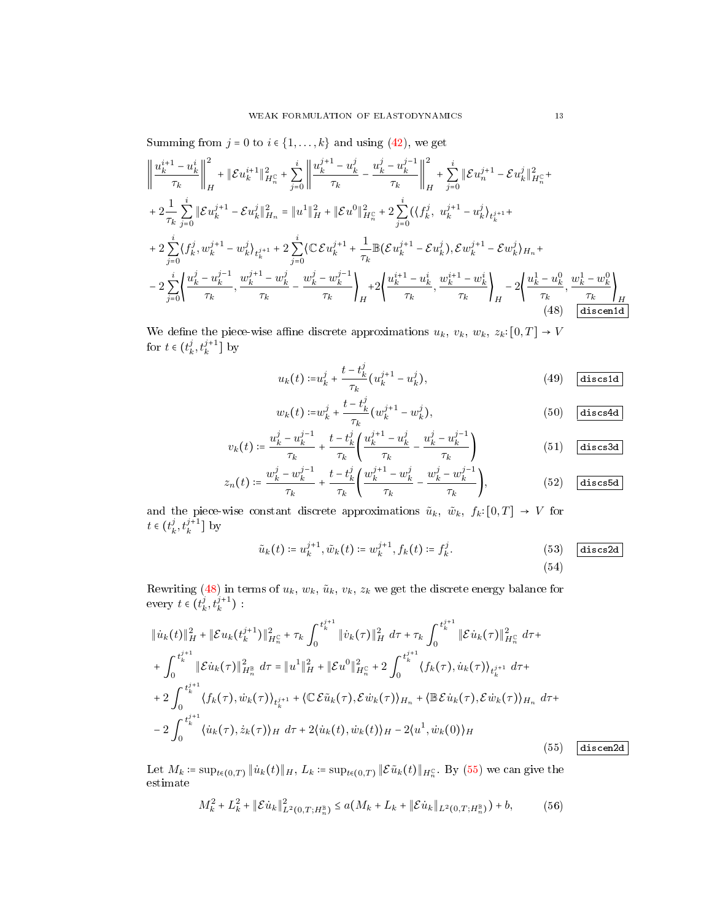Summing from $j = 0$ to $i \in \{1, \dots, k\}$ and using (42), we get

$$
\begin{aligned}
&\left\| \frac{u_k^{i+1} - u_k^i}{\tau_k} \right\|_H^2 + \|\mathcal{E} u_k^{i+1}\|_{H_n^{\mathbb{C}}}^2 + \sum_{j=0}^{i} \left\| \frac{u_k^{j+1} - u_k^j}{\tau_k} - \frac{u_k^j - u_k^{j-1}}{\tau_k} \right\|_H^2 + \sum_{j=0}^{i} \|\mathcal{E} u_n^{j+1} - \mathcal{E} u_k^j\|_{H_n^{\mathbb{C}}}^2 + \\
&+ 2\frac{1}{\tau_k} \sum_{j=0}^{i} \|\mathcal{E} u_k^{j+1} - \mathcal{E} u_k^j\|_{H_n}^2 = \|u^1\|_H^2 + \|\mathcal{E} u^0\|_{H_n^{\mathbb{C}}}^2 + 2\sum_{j=0}^{i} (\langle f_k^j,\ u_k^{j+1} - u_k^j \rangle_{t_k^{j+1}} + \\
&+ 2\sum_{j=0}^{i} \langle f_k^j, w_k^{j+1} - w_k^j \rangle_{t_k^{j+1}} + 2\sum_{j=0}^{i} \langle \mathbb{C} \mathcal{E} u_k^{j+1} + \frac{1}{\tau_k} \mathbb{B}(\mathcal{E} u_k^{j+1} - \mathcal{E} u_k^j), \mathcal{E} w_k^{j+1} - \mathcal{E} w_k^j \rangle_{H_n} + \\
&- 2\sum_{j=0}^{i} \left\langle \frac{u_k^j - u_k^{j-1}}{\tau_k}, \frac{w_k^{j+1} - w_k^j}{\tau_k} - \frac{w_k^j - w_k^{j-1}}{\tau_k} \right\rangle_H + 2\left\langle \frac{u_k^{i+1} - u_k^i}{\tau_k}, \frac{w_k^{i+1} - w_k^i}{\tau_k} \right\rangle_H - 2\left\langle \frac{u_k^1 - u_k^0}{\tau_k}, \frac{w_k^1 - w_k^0}{\tau_k} \right\rangle_H
\end{aligned}
\tag{48}
$$

We define the piece-wise affine discrete approximations $u_k$, $v_k$, $w_k$, $z_k$: $[0,T] \to V$ for $t \in (t_k^j, t_k^{j+1}]$ by

$$
u_k(t) := u_k^j + \frac{t - t_k^j}{\tau_k}(u_k^{j+1} - u_k^j), \tag{49}
$$

$$
w_k(t) := w_k^j + \frac{t - t_k^j}{\tau_k}(w_k^{j+1} - w_k^j), \tag{50}
$$

$$
v_k(t) := \frac{u_k^j - u_k^{j-1}}{\tau_k} + \frac{t - t_k^j}{\tau_k}\left( \frac{u_k^{j+1} - u_k^j}{\tau_k} - \frac{u_k^j - u_k^{j-1}}{\tau_k} \right) \tag{51}
$$

$$
z_n(t) := \frac{w_k^j - w_k^{j-1}}{\tau_k} + \frac{t - t_k^j}{\tau_k}\left( \frac{w_k^{j+1} - w_k^j}{\tau_k} - \frac{w_k^j - w_k^{j-1}}{\tau_k} \right), \tag{52}
$$

and the piece-wise constant discrete approximations $\tilde{u}_k$, $\tilde{w}_k$, $f_k$: $[0,T] \to V$ for $t \in (t_k^j, t_k^{j+1}]$ by

$$
\tilde{u}_k(t) := u_k^{j+1}, \tilde{w}_k(t) := w_k^{j+1}, f_k(t) := f_k^j. \tag{53}
$$

$$
\tag{54}
$$

Rewriting (48) in terms of $u_k$, $w_k$, $\tilde{u}_k$, $v_k$, $z_k$ we get the discrete energy balance for every $t \in (t_k^j, t_k^{j+1})$ :

$$
\begin{aligned}
&\|\dot{u}_k(t)\|_H^2 + \|\mathcal{E} u_k(t_k^{j+1})\|_{H_n^{\mathbb{C}}}^2 + \tau_k \int_0^{t_k^{j+1}} \|\dot{v}_k(\tau)\|_H^2 \, d\tau + \tau_k \int_0^{t_k^{j+1}} \|\mathcal{E} \dot{u}_k(\tau)\|_{H_n^{\mathbb{C}}}^2 \, d\tau + \\
&+ \int_0^{t_k^{j+1}} \|\mathcal{E} \dot{u}_k(\tau)\|_{H_n^{\mathbb{B}}}^2 \, d\tau = \|u^1\|_H^2 + \|\mathcal{E} u^0\|_{H_n^{\mathbb{C}}}^2 + 2\int_0^{t_k^{j+1}} \langle f_k(\tau), \dot{u}_k(\tau) \rangle_{t_k^{j+1}} \, d\tau + \\
&+ 2\int_0^{t_k^{j+1}} \langle f_k(\tau), \dot{w}_k(\tau) \rangle_{t_k^{j+1}} + \langle \mathbb{C} \mathcal{E} \tilde{u}_k(\tau), \mathcal{E} \dot{w}_k(\tau) \rangle_{H_n} + \langle \mathbb{B} \mathcal{E} \dot{u}_k(\tau), \mathcal{E} \dot{w}_k(\tau) \rangle_{H_n} \, d\tau + \\
&- 2\int_0^{t_k^{j+1}} \langle \dot{u}_k(\tau), \dot{z}_k(\tau) \rangle_H \, d\tau + 2\langle \dot{u}_k(t), \dot{w}_k(t) \rangle_H - 2\langle u^1, \dot{w}_k(0) \rangle_H
\end{aligned}
\tag{55}
$$

Let $M_k := \sup_{t \in (0,T)} \|\dot{u}_k(t)\|_H$, $L_k := \sup_{t \in (0,T)} \|\mathcal{E} \tilde{u}_k(t)\|_{H_n^{\mathbb{C}}}$. By (55) we can give the estimate

$$
M_k^2 + L_k^2 + \|\mathcal{E} \dot{u}_k\|_{L^2(0,T;H_n^{\mathbb{B}})}^2 \le a(M_k + L_k + \|\mathcal{E} \dot{u}_k\|_{L^2(0,T;H_n^{\mathbb{B}})}) + b, \tag{56}
$$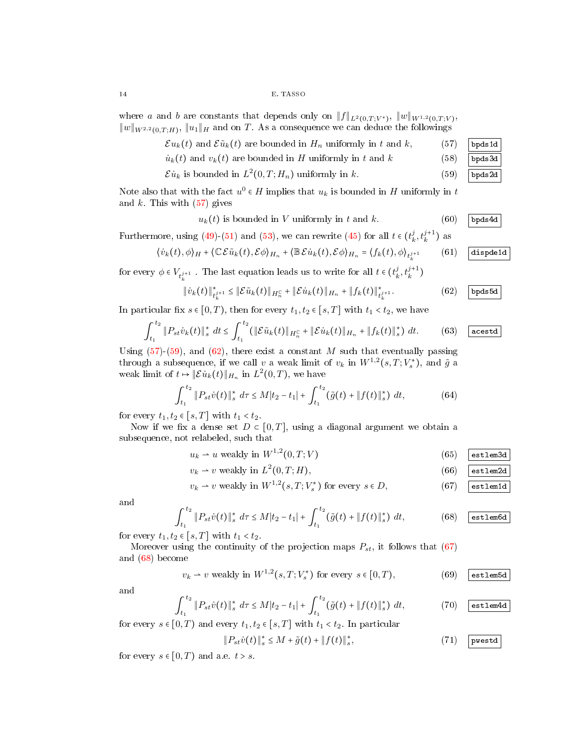where $a$ and $b$ are constants that depends only on $\|f\|_{L^2(0,T;V^*)}$, $\|w\|_{W^{1,2}(0,T;V)}$, $\|w\|_{W^{2,2}(0,T;H)}$, $\|u_1\|_H$ and on $T$. As a consequence we can deduce the followings

$$\mathcal{E}u_k(t) \text{ and } \mathcal{E}\tilde{u}_k(t) \text{ are bounded in } H_n \text{ uniformly in } t \text{ and } k, \tag{57}$$

$$\dot{u}_k(t) \text{ and } v_k(t) \text{ are bounded in } H \text{ uniformly in } t \text{ and } k \tag{58}$$

$$\mathcal{E}\dot{u}_k \text{ is bounded in } L^2(0,T;H_n) \text{ uniformly in } k. \tag{59}$$

Note also that with the fact $u^0 \in H$ implies that $u_k$ is bounded in $H$ uniformly in $t$ and $k$. This with (57) gives

$$u_k(t) \text{ is bounded in } V \text{ uniformly in } t \text{ and } k. \tag{60}$$

Furthermore, using (49)-(51) and (53), we can rewrite (45) for all $t \in (t_k^j, t_k^{j+1})$ as

$$\langle \dot{v}_k(t), \phi \rangle_H + \langle \mathbb{C}\mathcal{E}\tilde{u}_k(t), \mathcal{E}\phi \rangle_{H_n} + \langle \mathbb{B}\mathcal{E}\dot{u}_k(t), \mathcal{E}\phi \rangle_{H_n} = \langle f_k(t), \phi \rangle_{t_k^{j+1}} \tag{61}$$

for every $\phi \in V_{t_k^{j+1}}$. The last equation leads us to write for all $t \in (t_k^j, t_k^{j+1})$

$$\|\dot{v}_k(t)\|^*_{t_k^{j+1}} \leq \|\mathcal{E}\tilde{u}_k(t)\|_{H_n^{\mathbb{C}}} + \|\mathcal{E}\dot{u}_k(t)\|_{H_n} + \|f_k(t)\|^*_{t_k^{j+1}}. \tag{62}$$

In particular fix $s \in [0,T)$, then for every $t_1, t_2 \in [s,T]$ with $t_1 < t_2$, we have

$$\int_{t_1}^{t_2} \|P_{st}\dot{v}_k(t)\|^*_s \, dt \leq \int_{t_1}^{t_2} (\|\mathcal{E}\tilde{u}_k(t)\|_{H_n^{\mathbb{C}}} + \|\mathcal{E}\dot{u}_k(t)\|_{H_n} + \|f_k(t)\|^*_s) \, dt. \tag{63}$$

Using (57)-(59), and (62), there exist a constant $M$ such that eventually passing through a subsequence, if we call $v$ a weak limit of $v_k$ in $W^{1,2}(s,T;V_s^*)$, and $\tilde{g}$ a weak limit of $t \mapsto \|\mathcal{E}\dot{u}_k(t)\|_{H_n}$ in $L^2(0,T)$, we have

$$\int_{t_1}^{t_2} \|P_{st}\dot{v}(t)\|^*_s \, d\tau \leq M|t_2 - t_1| + \int_{t_1}^{t_2} (\tilde{g}(t) + \|f(t)\|^*_s) \, dt, \tag{64}$$

for every $t_1, t_2 \in [s,T]$ with $t_1 < t_2$.

Now if we fix a dense set $D \subset [0,T]$, using a diagonal argument we obtain a subsequence, not relabeled, such that

$$u_k \rightharpoonup u \text{ weakly in } W^{1,2}(0,T;V) \tag{65}$$

$$v_k \rightharpoonup v \text{ weakly in } L^2(0,T;H), \tag{66}$$

$$v_k \rightharpoonup v \text{ weakly in } W^{1,2}(s,T;V_s^*) \text{ for every } s \in D, \tag{67}$$

and

$$\int_{t_1}^{t_2} \|P_{st}\dot{v}(t)\|^*_s \, d\tau \leq M|t_2 - t_1| + \int_{t_1}^{t_2} (\tilde{g}(t) + \|f(t)\|^*_s) \, dt, \tag{68}$$

for every $t_1, t_2 \in [s,T]$ with $t_1 < t_2$.

Moreover using the continuity of the projection maps $P_{st}$, it follows that (67) and (68) become

$$v_k \rightharpoonup v \text{ weakly in } W^{1,2}(s,T;V_s^*) \text{ for every } s \in [0,T), \tag{69}$$

and

$$\int_{t_1}^{t_2} \|P_{st}\dot{v}(t)\|^*_s \, d\tau \leq M|t_2 - t_1| + \int_{t_1}^{t_2} (\tilde{g}(t) + \|f(t)\|^*_s) \, dt, \tag{70}$$

for every $s \in [0,T)$ and every $t_1, t_2 \in [s,T]$ with $t_1 < t_2$. In particular

$$\|P_{st}\dot{v}(t)\|^*_s \leq M + \tilde{g}(t) + \|f(t)\|^*_s, \tag{71}$$

for every $s \in [0,T)$ and a.e. $t > s$.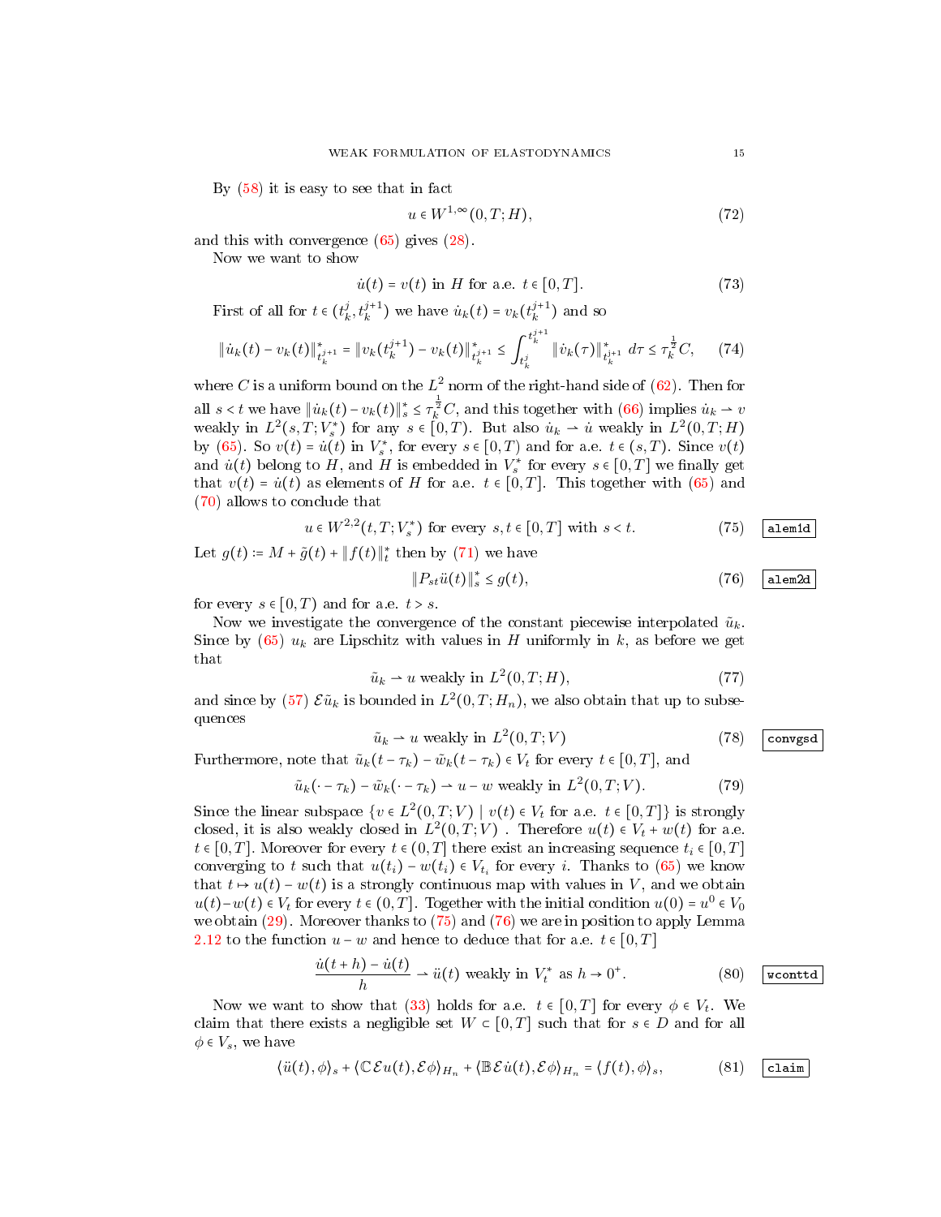By (58) it is easy to see that in fact

$$u \in W^{1,\infty}(0,T;H), \tag{72}$$

and this with convergence (65) gives (28).

Now we want to show

$$\dot{u}(t) = v(t) \text{ in } H \text{ for a.e. } t \in [0,T]. \tag{73}$$

First of all for $t \in (t_k^j, t_k^{j+1})$ we have $\dot{u}_k(t) = v_k(t_k^{j+1})$ and so

$$\|\dot{u}_k(t) - v_k(t)\|^*_{t_k^{j+1}} = \|v_k(t_k^{j+1}) - v_k(t)\|^*_{t_k^{j+1}} \leq \int_{t_k^j}^{t_k^{j+1}} \|\dot{v}_k(\tau)\|^*_{t_k^{j+1}} \, d\tau \leq \tau_k^{\frac{1}{2}} C, \tag{74}$$

where $C$ is a uniform bound on the $L^2$ norm of the right-hand side of (62). Then for all $s < t$ we have $\|\dot{u}_k(t) - v_k(t)\|^*_s \leq \tau_k^{\frac{1}{2}} C$, and this together with (66) implies $\dot{u}_k \rightharpoonup v$ weakly in $L^2(s,T;V_s^*)$ for any $s \in [0,T)$. But also $\dot{u}_k \rightharpoonup \dot{u}$ weakly in $L^2(0,T;H)$ by (65). So $v(t) = \dot{u}(t)$ in $V_s^*$, for every $s \in [0,T)$ and for a.e. $t \in (s,T)$. Since $v(t)$ and $\dot{u}(t)$ belong to $H$, and $H$ is embedded in $V_s^*$ for every $s \in [0,T]$ we finally get that $v(t) = \dot{u}(t)$ as elements of $H$ for a.e. $t \in [0,T]$. This together with (65) and (70) allows to conclude that

$$u \in W^{2,2}(t,T;V_s^*) \text{ for every } s,t \in [0,T] \text{ with } s < t. \tag{75}$$

Let $g(t) := M + \tilde{g}(t) + \|f(t)\|^*_t$ then by (71) we have

$$\|P_{st}\ddot{u}(t)\|^*_s \leq g(t), \tag{76}$$

for every $s \in [0,T)$ and for a.e. $t > s$.

Now we investigate the convergence of the constant piecewise interpolated $\tilde{u}_k$. Since by (65) $u_k$ are Lipschitz with values in $H$ uniformly in $k$, as before we get that

$$\tilde{u}_k \rightharpoonup u \text{ weakly in } L^2(0,T;H), \tag{77}$$

and since by (57) $\mathcal{E}\tilde{u}_k$ is bounded in $L^2(0,T;H_n)$, we also obtain that up to subsequences

$$\tilde{u}_k \rightharpoonup u \text{ weakly in } L^2(0,T;V) \tag{78}$$

Furthermore, note that $\tilde{u}_k(t - \tau_k) - \tilde{w}_k(t - \tau_k) \in V_t$ for every $t \in [0,T]$, and

$$\tilde{u}_k(\cdot - \tau_k) - \tilde{w}_k(\cdot - \tau_k) \rightharpoonup u - w \text{ weakly in } L^2(0,T;V). \tag{79}$$

Since the linear subspace $\{v \in L^2(0,T;V) \mid v(t) \in V_t \text{ for a.e. } t \in [0,T]\}$ is strongly closed, it is also weakly closed in $L^2(0,T;V)$ . Therefore $u(t) \in V_t + w(t)$ for a.e. $t \in [0,T]$. Moreover for every $t \in (0,T]$ there exist an increasing sequence $t_i \in [0,T]$ converging to $t$ such that $u(t_i) - w(t_i) \in V_{t_i}$ for every $i$. Thanks to (65) we know that $t \mapsto u(t) - w(t)$ is a strongly continuous map with values in $V$, and we obtain $u(t) - w(t) \in V_t$ for every $t \in (0,T]$. Together with the initial condition $u(0) = u^0 \in V_0$ we obtain (29). Moreover thanks to (75) and (76) we are in position to apply Lemma 2.12 to the function $u - w$ and hence to deduce that for a.e. $t \in [0,T]$

$$\frac{\dot{u}(t+h) - \dot{u}(t)}{h} \rightharpoonup \ddot{u}(t) \text{ weakly in } V_t^* \text{ as } h \to 0^+. \tag{80}$$

Now we want to show that (33) holds for a.e. $t \in [0,T]$ for every $\phi \in V_t$. We claim that there exists a negligible set $W \subset [0,T]$ such that for $s \in D$ and for all $\phi \in V_s$, we have

$$\langle \ddot{u}(t), \phi \rangle_s + \langle \mathbb{C}\mathcal{E}u(t), \mathcal{E}\phi \rangle_{H_n} + \langle \mathbb{B}\mathcal{E}\dot{u}(t), \mathcal{E}\phi \rangle_{H_n} = \langle f(t), \phi \rangle_s, \tag{81}$$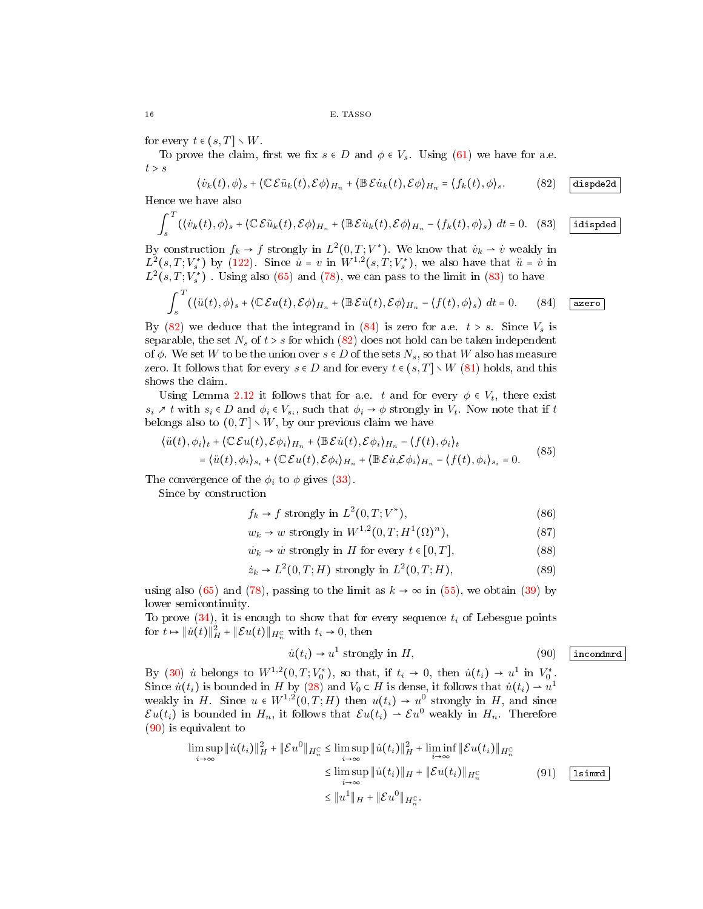for every $t \in (s,T] \setminus W$.

To prove the claim, first we fix $s \in D$ and $\phi \in V_s$. Using (61) we have for a.e. $t > s$

$$\langle \dot v_k(t), \phi\rangle_s + \langle \mathbb{C}\mathcal{E}\tilde u_k(t), \mathcal{E}\phi\rangle_{H_n} + \langle \mathbb{B}\mathcal{E}\dot u_k(t), \mathcal{E}\phi\rangle_{H_n} = \langle f_k(t), \phi\rangle_s. \tag{82}$$

Hence we have also

$$\int_s^T \left(\langle \dot v_k(t), \phi\rangle_s + \langle \mathbb{C}\mathcal{E}\tilde u_k(t), \mathcal{E}\phi\rangle_{H_n} + \langle \mathbb{B}\mathcal{E}\dot u_k(t), \mathcal{E}\phi\rangle_{H_n} - \langle f_k(t), \phi\rangle_s\right)\, dt = 0. \tag{83}$$

By construction $f_k \to f$ strongly in $L^2(0,T;V^*)$. We know that $\dot v_k \rightharpoonup \dot v$ weakly in $L^2(s,T;V_s^*)$ by (122). Since $\dot u = v$ in $W^{1,2}(s,T;V_s^*)$, we also have that $\ddot u = \dot v$ in $L^2(s,T;V_s^*)$ . Using also (65) and (78), we can pass to the limit in (83) to have

$$\int_s^T \left(\langle \ddot u(t), \phi\rangle_s + \langle \mathbb{C}\mathcal{E}u(t), \mathcal{E}\phi\rangle_{H_n} + \langle \mathbb{B}\mathcal{E}\dot u(t), \mathcal{E}\phi\rangle_{H_n} - \langle f(t), \phi\rangle_s\right)\, dt = 0. \tag{84}$$

By (82) we deduce that the integrand in (84) is zero for a.e. $t > s$. Since $V_s$ is separable, the set $N_s$ of $t > s$ for which (82) does not hold can be taken independent of $\phi$. We set $W$ to be the union over $s \in D$ of the sets $N_s$, so that $W$ also has measure zero. It follows that for every $s \in D$ and for every $t \in (s,T] \setminus W$ (81) holds, and this shows the claim.

Using Lemma 2.12 it follows that for a.e. $t$ and for every $\phi \in V_t$, there exist $s_i \nearrow t$ with $s_i \in D$ and $\phi_i \in V_{s_i}$, such that $\phi_i \to \phi$ strongly in $V_t$. Now note that if $t$ belongs also to $(0,T] \setminus W$, by our previous claim we have

$$\begin{aligned}
&\langle \ddot u(t), \phi_i\rangle_t + \langle \mathbb{C}\mathcal{E}u(t), \mathcal{E}\phi_i\rangle_{H_n} + \langle \mathbb{B}\mathcal{E}\dot u(t), \mathcal{E}\phi_i\rangle_{H_n} - \langle f(t), \phi_i\rangle_t \\
&\qquad = \langle \ddot u(t), \phi_i\rangle_{s_i} + \langle \mathbb{C}\mathcal{E}u(t), \mathcal{E}\phi_i\rangle_{H_n} + \langle \mathbb{B}\mathcal{E}\dot u, \mathcal{E}\phi_i\rangle_{H_n} - \langle f(t), \phi_i\rangle_{s_i} = 0.
\end{aligned} \tag{85}$$

The convergence of the $\phi_i$ to $\phi$ gives (33).

Since by construction

$$f_k \to f \text{ strongly in } L^2(0,T;V^*), \tag{86}$$

$$w_k \to w \text{ strongly in } W^{1,2}(0,T;H^1(\Omega)^n), \tag{87}$$

$$\dot w_k \to \dot w \text{ strongly in } H \text{ for every } t \in [0,T], \tag{88}$$

$$\dot z_k \to L^2(0,T;H) \text{ strongly in } L^2(0,T;H), \tag{89}$$

using also (65) and (78), passing to the limit as $k \to \infty$ in (55), we obtain (39) by lower semicontinuity.

To prove (34), it is enough to show that for every sequence $t_i$ of Lebesgue points for $t \mapsto \|\dot u(t)\|_H^2 + \|\mathcal{E}u(t)\|_{H_n^{\mathbb{C}}}$ with $t_i \to 0$, then

$$\dot u(t_i) \to u^1 \text{ strongly in } H, \tag{90}$$

By (30) $\dot u$ belongs to $W^{1,2}(0,T;V_0^*)$, so that, if $t_i \to 0$, then $\dot u(t_i) \to u^1$ in $V_0^*$. Since $\dot u(t_i)$ is bounded in $H$ by (28) and $V_0 \subset H$ is dense, it follows that $\dot u(t_i) \rightharpoonup u^1$ weakly in $H$. Since $u \in W^{1,2}(0,T;H)$ then $u(t_i) \to u^0$ strongly in $H$, and since $\mathcal{E}u(t_i)$ is bounded in $H_n$, it follows that $\mathcal{E}u(t_i) \rightharpoonup \mathcal{E}u^0$ weakly in $H_n$. Therefore (90) is equivalent to

$$\begin{aligned}
\limsup_{i\to\infty} \|\dot u(t_i)\|_H^2 + \|\mathcal{E}u^0\|_{H_n^{\mathbb{C}}} &\le \limsup_{i\to\infty} \|\dot u(t_i)\|_H^2 + \liminf_{i\to\infty} \|\mathcal{E}u(t_i)\|_{H_n^{\mathbb{C}}} \\
&\le \limsup_{i\to\infty} \|\dot u(t_i)\|_H + \|\mathcal{E}u(t_i)\|_{H_n^{\mathbb{C}}} \\
&\le \|u^1\|_H + \|\mathcal{E}u^0\|_{H_n^{\mathbb{C}}}.
\end{aligned} \tag{91}$$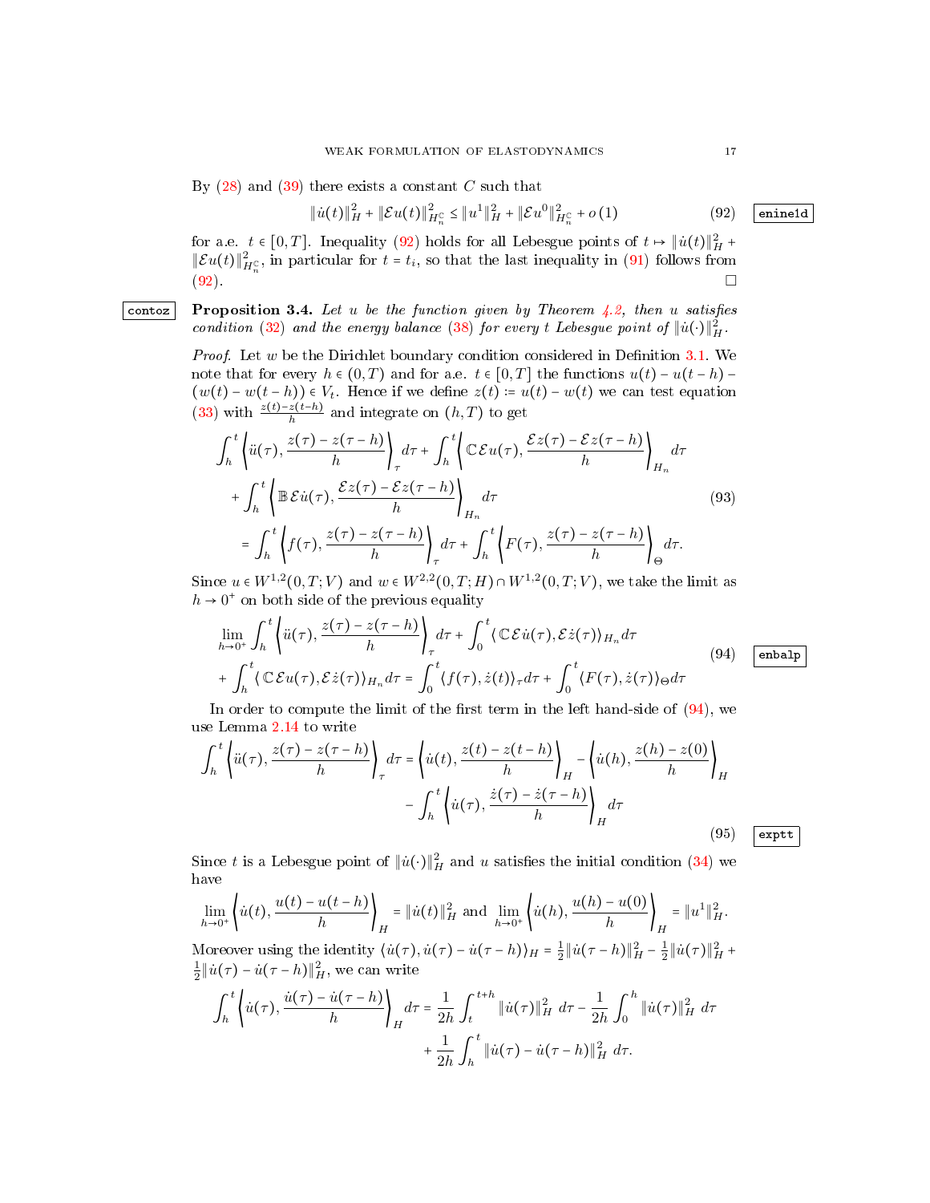By (28) and (39) there exists a constant $C$ such that

$$\|\dot{u}(t)\|_H^2 + \|\mathcal{E}u(t)\|_{H_n^{\mathbb{C}}}^2 \le \|u^1\|_H^2 + \|\mathcal{E}u^0\|_{H_n^{\mathbb{C}}}^2 + o(1) \tag{92}$$

for a.e. $t \in [0,T]$. Inequality (92) holds for all Lebesgue points of $t \mapsto \|\dot{u}(t)\|_H^2 + \|\mathcal{E}u(t)\|_{H_n^{\mathbb{C}}}^2$, in particular for $t = t_i$, so that the last inequality in (91) follows from (92). □

**Proposition 3.4.** *Let $u$ be the function given by Theorem 4.2, then $u$ satisfies condition (32) and the energy balance (38) for every $t$ Lebesgue point of $\|\dot{u}(\cdot)\|_H^2$.*

*Proof.* Let $w$ be the Dirichlet boundary condition considered in Definition 3.1. We note that for every $h \in (0,T)$ and for a.e. $t \in [0,T]$ the functions $u(t) - u(t-h) - (w(t) - w(t-h)) \in V_t$. Hence if we define $z(t) := u(t) - w(t)$ we can test equation (33) with $\frac{z(t)-z(t-h)}{h}$ and integrate on $(h,T)$ to get

$$\begin{aligned}
&\int_h^t \left\langle \ddot{u}(\tau), \frac{z(\tau)-z(\tau-h)}{h}\right\rangle_\tau d\tau + \int_h^t \left\langle \mathbb{C}\mathcal{E}u(\tau), \frac{\mathcal{E}z(\tau)-\mathcal{E}z(\tau-h)}{h}\right\rangle_{H_n} d\tau \\
&\quad + \int_h^t \left\langle \mathbb{B}\mathcal{E}\dot{u}(\tau), \frac{\mathcal{E}z(\tau)-\mathcal{E}z(\tau-h)}{h}\right\rangle_{H_n} d\tau \\
&\quad = \int_h^t \left\langle f(\tau), \frac{z(\tau)-z(\tau-h)}{h}\right\rangle_\tau d\tau + \int_h^t \left\langle F(\tau), \frac{z(\tau)-z(\tau-h)}{h}\right\rangle_\Theta d\tau.
\end{aligned} \tag{93}$$

Since $u \in W^{1,2}(0,T;V)$ and $w \in W^{2,2}(0,T;H) \cap W^{1,2}(0,T;V)$, we take the limit as $h \to 0^+$ on both side of the previous equality

$$\begin{aligned}
&\lim_{h\to 0^+} \int_h^t \left\langle \ddot{u}(\tau), \frac{z(\tau)-z(\tau-h)}{h}\right\rangle_\tau d\tau + \int_0^t \langle \mathbb{C}\mathcal{E}\dot{u}(\tau), \mathcal{E}\dot{z}(\tau)\rangle_{H_n} d\tau \\
&+ \int_h^t \langle \mathbb{C}\mathcal{E}u(\tau), \mathcal{E}\dot{z}(\tau)\rangle_{H_n} d\tau = \int_0^t \langle f(\tau), \dot{z}(t)\rangle_\tau d\tau + \int_0^t \langle F(\tau), \dot{z}(\tau)\rangle_\Theta d\tau
\end{aligned} \tag{94}$$

In order to compute the limit of the first term in the left hand-side of (94), we use Lemma 2.14 to write

$$\begin{aligned}
\int_h^t \left\langle \ddot{u}(\tau), \frac{z(\tau)-z(\tau-h)}{h}\right\rangle_\tau d\tau &= \left\langle \dot{u}(t), \frac{z(t)-z(t-h)}{h}\right\rangle_H - \left\langle \dot{u}(h), \frac{z(h)-z(0)}{h}\right\rangle_H \\
&\quad - \int_h^t \left\langle \dot{u}(\tau), \frac{\dot{z}(\tau)-\dot{z}(\tau-h)}{h}\right\rangle_H d\tau
\end{aligned} \tag{95}$$

Since $t$ is a Lebesgue point of $\|\dot{u}(\cdot)\|_H^2$ and $u$ satisfies the initial condition (34) we have

$$\lim_{h\to 0^+} \left\langle \dot{u}(t), \frac{u(t)-u(t-h)}{h}\right\rangle_H = \|\dot{u}(t)\|_H^2 \text{ and } \lim_{h\to 0^+} \left\langle \dot{u}(h), \frac{u(h)-u(0)}{h}\right\rangle_H = \|u^1\|_H^2.$$

Moreover using the identity $\langle \dot{u}(\tau), \dot{u}(\tau) - \dot{u}(\tau-h)\rangle_H = \frac{1}{2}\|\dot{u}(\tau-h)\|_H^2 - \frac{1}{2}\|\dot{u}(\tau)\|_H^2 + \frac{1}{2}\|\dot{u}(\tau) - \dot{u}(\tau-h)\|_H^2$, we can write

$$\begin{aligned}
\int_h^t \left\langle \dot{u}(\tau), \frac{\dot{u}(\tau)-\dot{u}(\tau-h)}{h}\right\rangle_H d\tau &= \frac{1}{2h}\int_t^{t+h} \|\dot{u}(\tau)\|_H^2 \, d\tau - \frac{1}{2h}\int_0^h \|\dot{u}(\tau)\|_H^2 \, d\tau \\
&\quad + \frac{1}{2h}\int_h^t \|\dot{u}(\tau) - \dot{u}(\tau-h)\|_H^2 \, d\tau.
\end{aligned}$$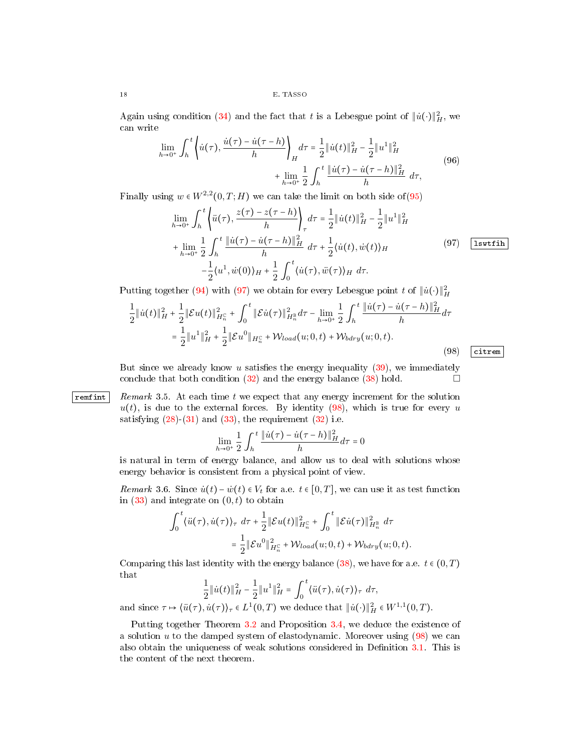Again using condition (34) and the fact that $t$ is a Lebesgue point of $\|\dot{u}(\cdot)\|_H^2$, we can write

$$
\begin{aligned}
\lim_{h\to 0^+}\int_h^t \left\langle \dot{u}(\tau), \frac{\dot{u}(\tau)-\dot{u}(\tau-h)}{h}\right\rangle_H d\tau &= \frac{1}{2}\|\dot{u}(t)\|_H^2 - \frac{1}{2}\|u^1\|_H^2 \\
&\quad + \lim_{h\to 0^+}\frac{1}{2}\int_h^t \frac{\|\dot{u}(\tau)-\dot{u}(\tau-h)\|_H^2}{h}\, d\tau,
\end{aligned}
\tag{96}
$$

Finally using $w \in W^{2,2}(0,T;H)$ we can take the limit on both side of(95)

$$
\begin{aligned}
\lim_{h\to 0^+}\int_h^t \left\langle \ddot{u}(\tau), \frac{z(\tau)-z(\tau-h)}{h}\right\rangle_\tau d\tau &= \frac{1}{2}\|\dot{u}(t)\|_H^2 - \frac{1}{2}\|u^1\|_H^2 \\
+ \lim_{h\to 0^+}\frac{1}{2}\int_h^t \frac{\|\dot{u}(\tau)-\dot{u}(\tau-h)\|_H^2}{h}\, d\tau &+ \frac{1}{2}\langle \dot{u}(t), \dot{w}(t)\rangle_H \\
-\frac{1}{2}\langle u^1, \dot{w}(0)\rangle_H &+ \frac{1}{2}\int_0^t \langle \dot{u}(\tau), \ddot{w}(\tau)\rangle_H \, d\tau.
\end{aligned}
\tag{97}
$$

Putting together (94) with (97) we obtain for every Lebesgue point $t$ of $\|\dot{u}(\cdot)\|_H^2$

$$
\begin{aligned}
\frac{1}{2}\|\dot{u}(t)\|_H^2 + \frac{1}{2}\|\mathcal{E}u(t)\|_{H_n^{\mathbb{C}}}^2 + \int_0^t \|\mathcal{E}\dot{u}(\tau)\|_{H_n^{\mathbb{B}}}^2 d\tau - \lim_{h\to 0^+}\frac{1}{2}\int_h^t \frac{\|\dot{u}(\tau)-\dot{u}(\tau-h)\|_H^2}{h} d\tau \\
= \frac{1}{2}\|u^1\|_H^2 + \frac{1}{2}\|\mathcal{E}u^0\|_{H_n^{\mathbb{C}}} + \mathcal{W}_{load}(u;0,t) + \mathcal{W}_{bdry}(u;0,t).
\end{aligned}
\tag{98}
$$

But since we already know $u$ satisfies the energy inequality (39), we immediately conclude that both condition (32) and the energy balance (38) hold. $\square$

*Remark* 3.5. At each time $t$ we expect that any energy increment for the solution $u(t)$, is due to the external forces. By identity (98), which is true for every $u$ satisfying (28)-(31) and (33), the requirement (32) i.e.

$$
\lim_{h\to 0^+}\frac{1}{2}\int_h^t \frac{\|\dot{u}(\tau)-\dot{u}(\tau-h)\|_H^2}{h} d\tau = 0
$$

is natural in term of energy balance, and allow us to deal with solutions whose energy behavior is consistent from a physical point of view.

*Remark* 3.6. Since $\dot{u}(t) - \dot{w}(t) \in V_t$ for a.e. $t \in [0,T]$, we can use it as test function in (33) and integrate on $(0,t)$ to obtain

$$
\begin{aligned}
\int_0^t \langle \ddot{u}(\tau), \dot{u}(\tau)\rangle_\tau \, d\tau + \frac{1}{2}\|\mathcal{E}u(t)\|_{H_n^{\mathbb{C}}}^2 + \int_0^t \|\mathcal{E}\dot{u}(\tau)\|_{H_n^{\mathbb{B}}}^2 \, d\tau \\
= \frac{1}{2}\|\mathcal{E}u^0\|_{H_n^{\mathbb{C}}}^2 + \mathcal{W}_{load}(u;0,t) + \mathcal{W}_{bdry}(u;0,t).
\end{aligned}
$$

Comparing this last identity with the energy balance (38), we have for a.e. $t \in (0,T)$ that

$$
\frac{1}{2}\|\dot{u}(t)\|_H^2 - \frac{1}{2}\|u^1\|_H^2 = \int_0^t \langle \ddot{u}(\tau), \dot{u}(\tau)\rangle_\tau \, d\tau,
$$

and since $\tau \mapsto \langle \ddot{u}(\tau), \dot{u}(\tau)\rangle_\tau \in L^1(0,T)$ we deduce that $\|\dot{u}(\cdot)\|_H^2 \in W^{1,1}(0,T)$.

Putting together Theorem 3.2 and Proposition 3.4, we deduce the existence of a solution $u$ to the damped system of elastodynamic. Moreover using (98) we can also obtain the uniqueness of weak solutions considered in Definition 3.1. This is the content of the next theorem.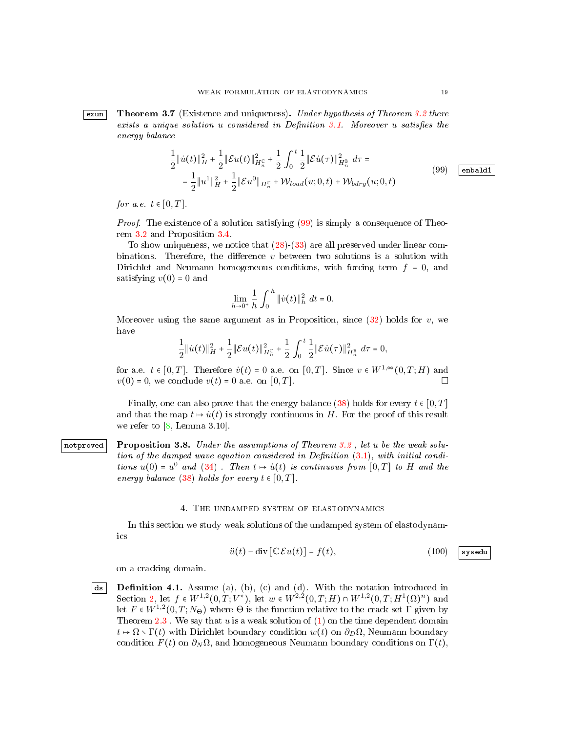**Theorem 3.7** (Existence and uniqueness)**.** *Under hypothesis of Theorem 3.2 there exists a unique solution $u$ considered in Definition 3.1. Moreover $u$ satisfies the energy balance*

$$\begin{aligned}\frac{1}{2}\|\dot{u}(t)\|_H^2 + \frac{1}{2}\|\mathcal{E}u(t)\|_{H_n^{\mathbb{C}}}^2 + \frac{1}{2}\int_0^t \frac{1}{2}\|\mathcal{E}\dot{u}(\tau)\|_{H_n^{\mathbb{B}}}^2 \, d\tau = \\ = \frac{1}{2}\|u^1\|_H^2 + \frac{1}{2}\|\mathcal{E}u^0\|_{H_n^{\mathbb{C}}} + \mathcal{W}_{load}(u;0,t) + \mathcal{W}_{bdry}(u;0,t)\end{aligned} \tag{99}$$

*for a.e. $t \in [0,T]$.*

*Proof.* The existence of a solution satisfying (99) is simply a consequence of Theorem 3.2 and Proposition 3.4.

To show uniqueness, we notice that (28)-(33) are all preserved under linear combinations. Therefore, the difference $v$ between two solutions is a solution with Dirichlet and Neumann homogeneous conditions, with forcing term $f = 0$, and satisfying $v(0) = 0$ and

$$\lim_{h\to 0^+} \frac{1}{h}\int_0^h \|\dot{v}(t)\|_h^2 \, dt = 0.$$

Moreover using the same argument as in Proposition, since (32) holds for $v$, we have

$$\frac{1}{2}\|\dot{u}(t)\|_H^2 + \frac{1}{2}\|\mathcal{E}u(t)\|_{H_n^{\mathbb{C}}}^2 + \frac{1}{2}\int_0^t \frac{1}{2}\|\mathcal{E}\dot{u}(\tau)\|_{H_n^{\mathbb{B}}}^2 \, d\tau = 0,$$

for a.e. $t \in [0,T]$. Therefore $\dot{v}(t) = 0$ a.e. on $[0,T]$. Since $v \in W^{1,\infty}(0,T;H)$ and $v(0) = 0$, we conclude $v(t) = 0$ a.e. on $[0,T]$. □

Finally, one can also prove that the energy balance (38) holds for every $t \in [0,T]$ and that the map $t \mapsto \dot{u}(t)$ is strongly continuous in $H$. For the proof of this result we refer to [8, Lemma 3.10].

**Proposition 3.8.** *Under the assumptions of Theorem 3.2 , let $u$ be the weak solution of the damped wave equation considered in Definition (3.1), with initial conditions $u(0) = u^0$ and (34) . Then $t \mapsto \dot{u}(t)$ is continuous from $[0,T]$ to $H$ and the energy balance (38) holds for every $t \in [0,T]$.*

## 4. The undamped system of elastodynamics

In this section we study weak solutions of the undamped system of elastodynamics

$$\ddot{u}(t) - \operatorname{div}[\mathbb{C}\mathcal{E}u(t)] = f(t), \tag{100}$$

on a cracking domain.

**Definition 4.1.** Assume (a), (b), (c) and (d). With the notation introduced in Section 2, let $f \in W^{1,2}(0,T;V^*)$, let $w \in W^{2,2}(0,T;H) \cap W^{1,2}(0,T;H^1(\Omega)^n)$ and let $F \in W^{1,2}(0,T;N_\Theta)$ where $\Theta$ is the function relative to the crack set $\Gamma$ given by Theorem 2.3 . We say that $u$ is a weak solution of (1) on the time dependent domain $t \mapsto \Omega \setminus \Gamma(t)$ with Dirichlet boundary condition $w(t)$ on $\partial_D\Omega$, Neumann boundary condition $F(t)$ on $\partial_N\Omega$, and homogeneous Neumann boundary conditions on $\Gamma(t)$,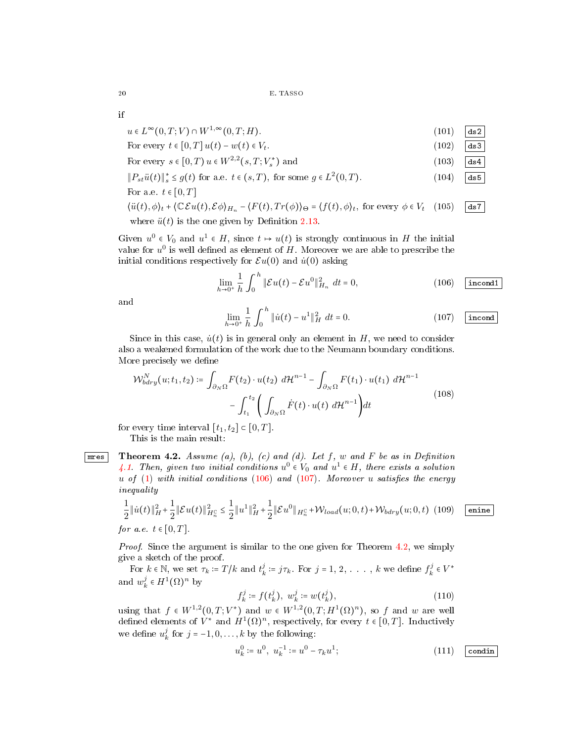if

$$u \in L^\infty(0,T;V) \cap W^{1,\infty}(0,T;H). \tag{101}$$

For every $t \in [0,T]$ $u(t) - w(t) \in V_t$. (102)

For every $s \in [0,T)$ $u \in W^{2,2}(s,T;V_s^*)$ and (103)

$$\|P_{st}\ddot{u}(t)\|_s^* \le g(t) \text{ for a.e. } t \in (s,T), \text{ for some } g \in L^2(0,T). \tag{104}$$

For a.e. $t \in [0,T]$

$$\langle \ddot{u}(t), \phi\rangle_t + \langle \mathbb{C}\mathcal{E}u(t), \mathcal{E}\phi\rangle_{H_n} - \langle F(t), Tr(\phi)\rangle_\Theta = \langle f(t), \phi\rangle_t, \text{ for every } \phi \in V_t \tag{105}$$

where $\ddot{u}(t)$ is the one given by Definition 2.13.

Given $u^0 \in V_0$ and $u^1 \in H$, since $t \mapsto u(t)$ is strongly continuous in $H$ the initial value for $u^0$ is well defined as element of $H$. Moreover we are able to prescribe the initial conditions respectively for $\mathcal{E}u(0)$ and $\dot{u}(0)$ asking

$$\lim_{h\to 0^+} \frac{1}{h}\int_0^h \|\mathcal{E}u(t) - \mathcal{E}u^0\|_{H_n}^2 \, dt = 0, \tag{106}$$

and

$$\lim_{h\to 0^+} \frac{1}{h}\int_0^h \|\dot{u}(t) - u^1\|_H^2 \, dt = 0. \tag{107}$$

Since in this case, $\dot{u}(t)$ is in general only an element in $H$, we need to consider also a weakened formulation of the work due to the Neumann boundary conditions. More precisely we define

$$\mathcal{W}_{bdry}^N(u;t_1,t_2) := \int_{\partial_N\Omega} F(t_2)\cdot u(t_2) \, d\mathcal{H}^{n-1} - \int_{\partial_N\Omega} F(t_1)\cdot u(t_1) \, d\mathcal{H}^{n-1} - \int_{t_1}^{t_2}\left(\int_{\partial_N\Omega} \dot{F}(t)\cdot u(t) \, d\mathcal{H}^{n-1}\right)dt \tag{108}$$

for every time interval $[t_1,t_2] \subset [0,T]$.

This is the main result:

**Theorem 4.2.** *Assume (a), (b), (c) and (d). Let $f$, $w$ and $F$ be as in Definition 4.1. Then, given two initial conditions $u^0 \in V_0$ and $u^1 \in H$, there exists a solution $u$ of (1) with initial conditions (106) and (107). Moreover $u$ satisfies the energy inequality*

$$\frac{1}{2}\|\dot{u}(t)\|_H^2 + \frac{1}{2}\|\mathcal{E}u(t)\|_{H_n^{\mathbb{C}}}^2 \le \frac{1}{2}\|u^1\|_H^2 + \frac{1}{2}\|\mathcal{E}u^0\|_{H_n^{\mathbb{C}}} + \mathcal{W}_{load}(u;0,t) + \mathcal{W}_{bdry}(u;0,t) \tag{109}$$

*for a.e. $t \in [0,T]$.*

*Proof.* Since the argument is similar to the one given for Theorem 4.2, we simply give a sketch of the proof.

For $k \in \mathbb{N}$, we set $\tau_k := T/k$ and $t_k^j := j\tau_k$. For $j = 1, 2, \ldots, k$ we define $f_k^j \in V^*$ and $w_k^j \in H^1(\Omega)^n$ by

$$f_k^j := f(t_k^j), \; w_k^j := w(t_k^j), \tag{110}$$

using that $f \in W^{1,2}(0,T;V^*)$ and $w \in W^{1,2}(0,T;H^1(\Omega)^n)$, so $f$ and $w$ are well defined elements of $V^*$ and $H^1(\Omega)^n$, respectively, for every $t \in [0,T]$. Inductively we define $u_k^j$ for $j = -1, 0, \ldots, k$ by the following:

$$u_k^0 := u^0, \; u_k^{-1} := u^0 - \tau_k u^1; \tag{111}$$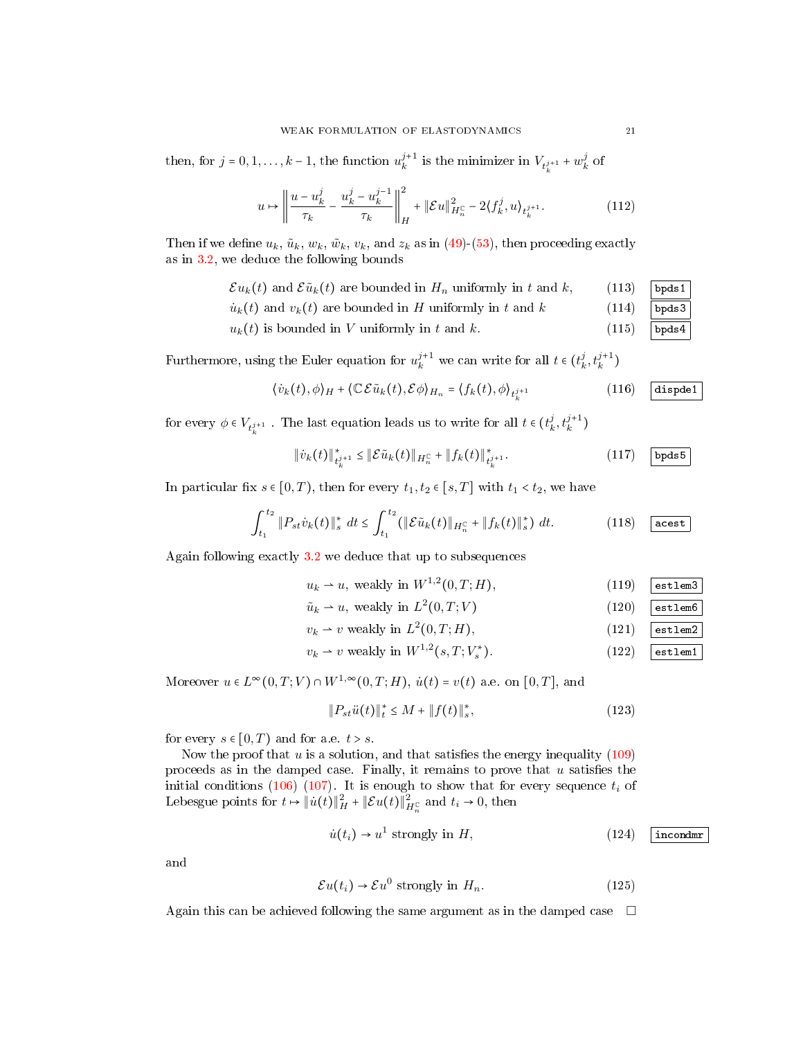then, for $j = 0, 1, \dots, k-1$, the function $u_k^{j+1}$ is the minimizer in $V_{t_k^{j+1}} + w_k^j$ of

$$u \mapsto \left\| \frac{u - u_k^j}{\tau_k} - \frac{u_k^j - u_k^{j-1}}{\tau_k} \right\|_H^2 + \|\mathcal{E}u\|_{H_n^{\mathbb{C}}}^2 - 2\langle f_k^j, u\rangle_{t_k^{j+1}}. \tag{112}$$

Then if we define $u_k$, $\tilde{u}_k$, $w_k$, $\tilde{w}_k$, $v_k$, and $z_k$ as in (49)-(53), then proceeding exactly as in 3.2, we deduce the following bounds

$$\mathcal{E}u_k(t) \text{ and } \mathcal{E}\tilde{u}_k(t) \text{ are bounded in } H_n \text{ uniformly in } t \text{ and } k, \tag{113}$$

$$\dot{u}_k(t) \text{ and } v_k(t) \text{ are bounded in } H \text{ uniformly in } t \text{ and } k \tag{114}$$

$$u_k(t) \text{ is bounded in } V \text{ uniformly in } t \text{ and } k. \tag{115}$$

Furthermore, using the Euler equation for $u_k^{j+1}$ we can write for all $t \in (t_k^j, t_k^{j+1})$

$$\langle \dot{v}_k(t), \phi\rangle_H + \langle \mathbb{C}\mathcal{E}\tilde{u}_k(t), \mathcal{E}\phi\rangle_{H_n} = \langle f_k(t), \phi\rangle_{t_k^{j+1}} \tag{116}$$

for every $\phi \in V_{t_k^{j+1}}$ . The last equation leads us to write for all $t \in (t_k^j, t_k^{j+1})$

$$\|\dot{v}_k(t)\|_{t_k^{j+1}}^* \le \|\mathcal{E}\tilde{u}_k(t)\|_{H_n^{\mathbb{C}}} + \|f_k(t)\|_{t_k^{j+1}}^*. \tag{117}$$

In particular fix $s \in [0, T)$, then for every $t_1, t_2 \in [s, T]$ with $t_1 < t_2$, we have

$$\int_{t_1}^{t_2} \|P_{st}\dot{v}_k(t)\|_s^* \, dt \le \int_{t_1}^{t_2} (\|\mathcal{E}\tilde{u}_k(t)\|_{H_n^{\mathbb{C}}} + \|f_k(t)\|_s^*) \, dt. \tag{118}$$

Again following exactly 3.2 we deduce that up to subsequences

$$u_k \rightharpoonup u, \text{ weakly in } W^{1,2}(0,T;H), \tag{119}$$

$$\tilde{u}_k \rightharpoonup u, \text{ weakly in } L^2(0,T;V) \tag{120}$$

$$v_k \rightharpoonup v \text{ weakly in } L^2(0,T;H), \tag{121}$$

$$v_k \rightharpoonup v \text{ weakly in } W^{1,2}(s,T;V_s^*). \tag{122}$$

Moreover $u \in L^\infty(0,T;V) \cap W^{1,\infty}(0,T;H)$, $\dot{u}(t) = v(t)$ a.e. on $[0,T]$, and

$$\|P_{st}\ddot{u}(t)\|_t^* \le M + \|f(t)\|_s^*, \tag{123}$$

for every $s \in [0,T)$ and for a.e. $t > s$.

Now the proof that $u$ is a solution, and that satisfies the energy inequality (109) proceeds as in the damped case. Finally, it remains to prove that $u$ satisfies the initial conditions (106) (107). It is enough to show that for every sequence $t_i$ of Lebesgue points for $t \mapsto \|\dot{u}(t)\|_H^2 + \|\mathcal{E}u(t)\|_{H_n^{\mathbb{C}}}^2$ and $t_i \to 0$, then

$$\dot{u}(t_i) \to u^1 \text{ strongly in } H, \tag{124}$$

and

$$\mathcal{E}u(t_i) \to \mathcal{E}u^0 \text{ strongly in } H_n. \tag{125}$$

Again this can be achieved following the same argument as in the damped case □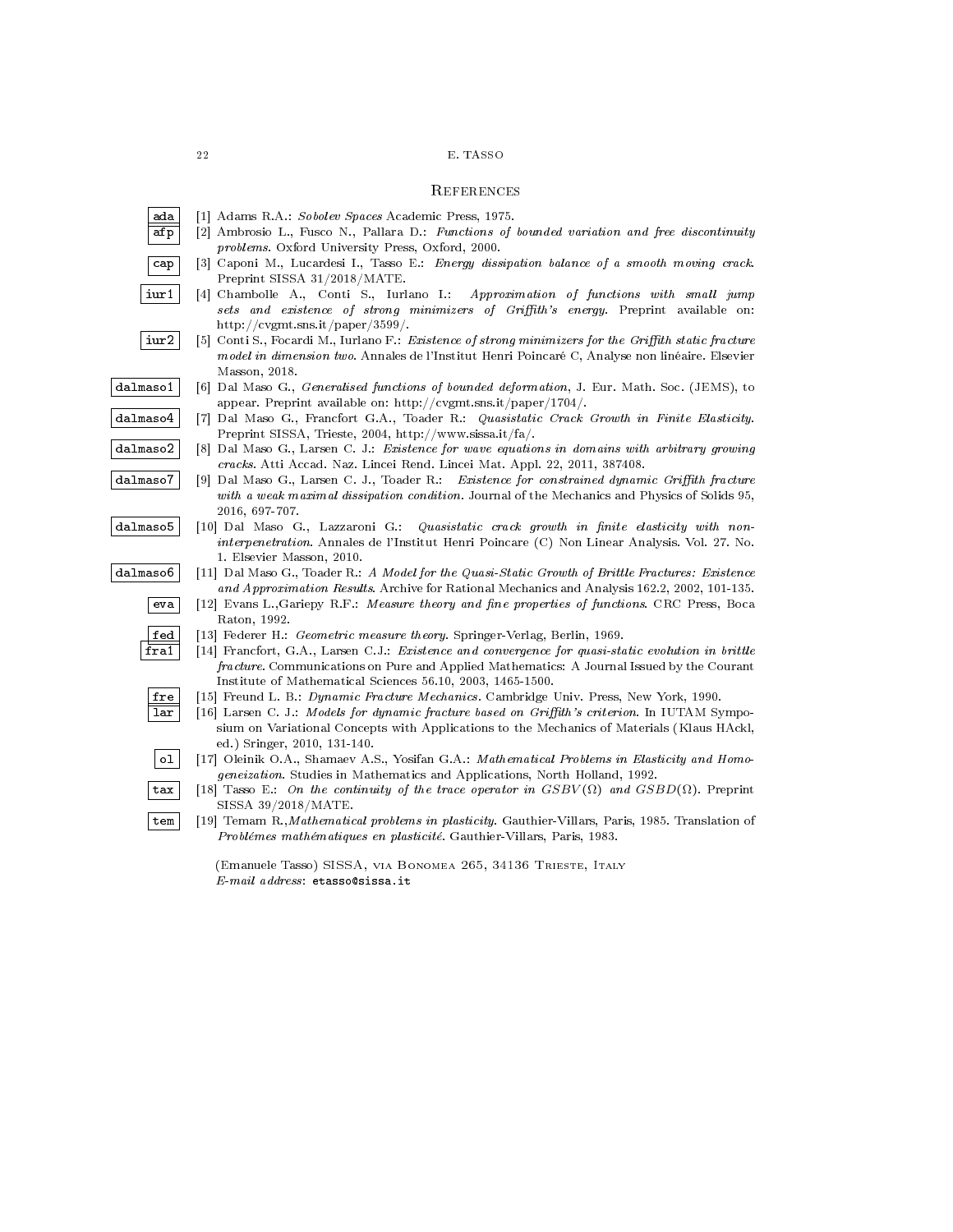## References

[1] Adams R.A.: *Sobolev Spaces* Academic Press, 1975.

[2] Ambrosio L., Fusco N., Pallara D.: *Functions of bounded variation and free discontinuity problems.* Oxford University Press, Oxford, 2000.

[3] Caponi M., Lucardesi I., Tasso E.: *Energy dissipation balance of a smooth moving crack.* Preprint SISSA 31/2018/MATE.

[4] Chambolle A., Conti S., Iurlano I.: *Approximation of functions with small jump sets and existence of strong minimizers of Griffith's energy.* Preprint available on: http://cvgmt.sns.it/paper/3599/.

[5] Conti S., Focardi M., Iurlano F.: *Existence of strong minimizers for the Griffith static fracture model in dimension two.* Annales de l'Institut Henri Poincaré C, Analyse non linéaire. Elsevier Masson, 2018.

[6] Dal Maso G., *Generalised functions of bounded deformation*, J. Eur. Math. Soc. (JEMS), to appear. Preprint available on: http://cvgmt.sns.it/paper/1704/.

[7] Dal Maso G., Francfort G.A., Toader R.: *Quasistatic Crack Growth in Finite Elasticity.* Preprint SISSA, Trieste, 2004, http://www.sissa.it/fa/.

[8] Dal Maso G., Larsen C. J.: *Existence for wave equations in domains with arbitrary growing cracks.* Atti Accad. Naz. Lincei Rend. Lincei Mat. Appl. 22, 2011, 387408.

[9] Dal Maso G., Larsen C. J., Toader R.: *Existence for constrained dynamic Griffith fracture with a weak maximal dissipation condition.* Journal of the Mechanics and Physics of Solids 95, 2016, 697-707.

[10] Dal Maso G., Lazzaroni G.: *Quasistatic crack growth in finite elasticity with non-interpenetration.* Annales de l'Institut Henri Poincare (C) Non Linear Analysis. Vol. 27. No. 1. Elsevier Masson, 2010.

[11] Dal Maso G., Toader R.: *A Model for the Quasi-Static Growth of Brittle Fractures: Existence and Approximation Results.* Archive for Rational Mechanics and Analysis 162.2, 2002, 101-135.

[12] Evans L.,Gariepy R.F.: *Measure theory and fine properties of functions.* CRC Press, Boca Raton, 1992.

[13] Federer H.: *Geometric measure theory.* Springer-Verlag, Berlin, 1969.

[14] Francfort, G.A., Larsen C.J.: *Existence and convergence for quasi-static evolution in brittle fracture.* Communications on Pure and Applied Mathematics: A Journal Issued by the Courant Institute of Mathematical Sciences 56.10, 2003, 1465-1500.

[15] Freund L. B.: *Dynamic Fracture Mechanics.* Cambridge Univ. Press, New York, 1990.

[16] Larsen C. J.: *Models for dynamic fracture based on Griffith's criterion.* In IUTAM Symposium on Variational Concepts with Applications to the Mechanics of Materials (Klaus HAckl, ed.) Sringer, 2010, 131-140.

[17] Oleinik O.A., Shamaev A.S., Yosifan G.A.: *Mathematical Problems in Elasticity and Homogeneization.* Studies in Mathematics and Applications, North Holland, 1992.

[18] Tasso E.: *On the continuity of the trace operator in $GSBV(\Omega)$ and $GSBD(\Omega)$.* Preprint SISSA 39/2018/MATE.

[19] Temam R.,*Mathematical problems in plasticity.* Gauthier-Villars, Paris, 1985. Translation of *Problémes mathématiques en plasticité.* Gauthier-Villars, Paris, 1983.

(Emanuele Tasso) SISSA, via Bonomea 265, 34136 Trieste, Italy
*E-mail address*: etasso@sissa.it